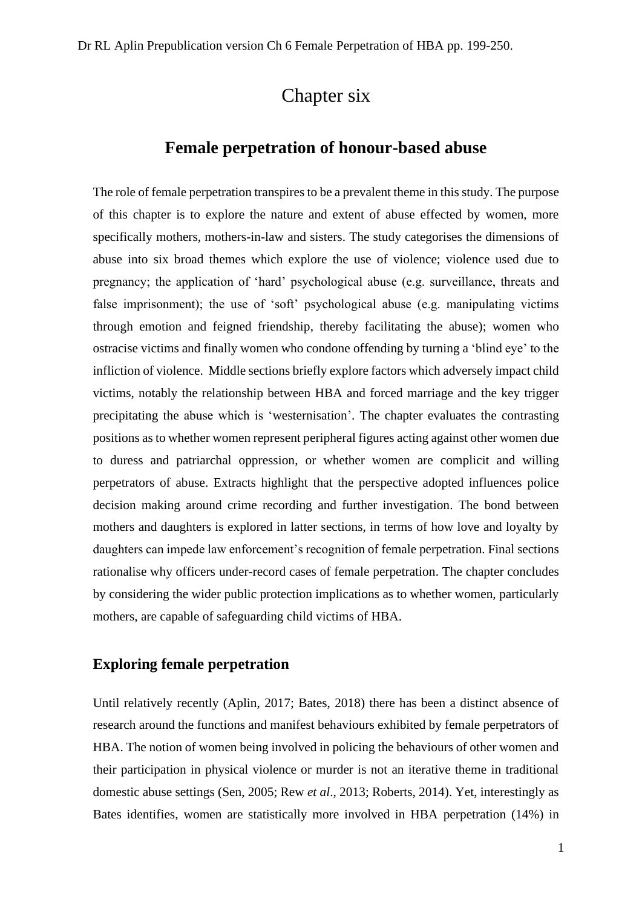# Chapter six

## Female perpetration of honour-based abuse

The role of female perpetration transpires to be a prevalent theme in this study. The purpose of this chapter is to explore the nature and extent of abuse effected by women, more specifically mothers, mothers-in-law and sisters. The study categorises the dimensions of abuse into six broad themes which explore the use of violence; violence used due to pregnancy; the application of 'hard' psychological abuse (e.g. surveillance, threats and false imprisonment); the use of 'soft' psychological abuse (e.g. manipulating victims through emotion and feigned friendship, thereby facilitating the abuse); women who ostracise victims and finally women who condone offending by turning a 'blind eye' to the infliction of violence. Middle sections briefly explore factors which adversely impact child victims, notably the relationship between HBA and forced marriage and the key trigger precipitating the abuse which is 'westernisation'. The chapter evaluates the contrasting positions as to whether women represent peripheral figures acting against other women due to duress and patriarchal oppression, or whether women are complicit and willing perpetrators of abuse. Extracts highlight that the perspective adopted influences police decision making around crime recording and further investigation. The bond between mothers and daughters is explored in latter sections, in terms of how love and loyalty by daughters can impede law enforcement's recognition of female perpetration. Final sections rationalise why officers under-record cases of female perpetration. The chapter concludes by considering the wider public protection implications as to whether women, particularly mothers, are capable of safeguarding child victims of HBA.

### Exploring female perpetration

Until relatively recently (Aplin, 2017; Bates, 2018) there has been a distinct absence of research around the functions and manifest behaviours exhibited by female perpetrators of HBA. The notion of women being involved in policing the behaviours of other women and their participation in physical violence or murder is not an iterative theme in traditional domestic abuse settings (Sen, 2005; Rew *et al*., 2013; Roberts, 2014). Yet, interestingly as Bates identifies, women are statistically more involved in HBA perpetration (14%) in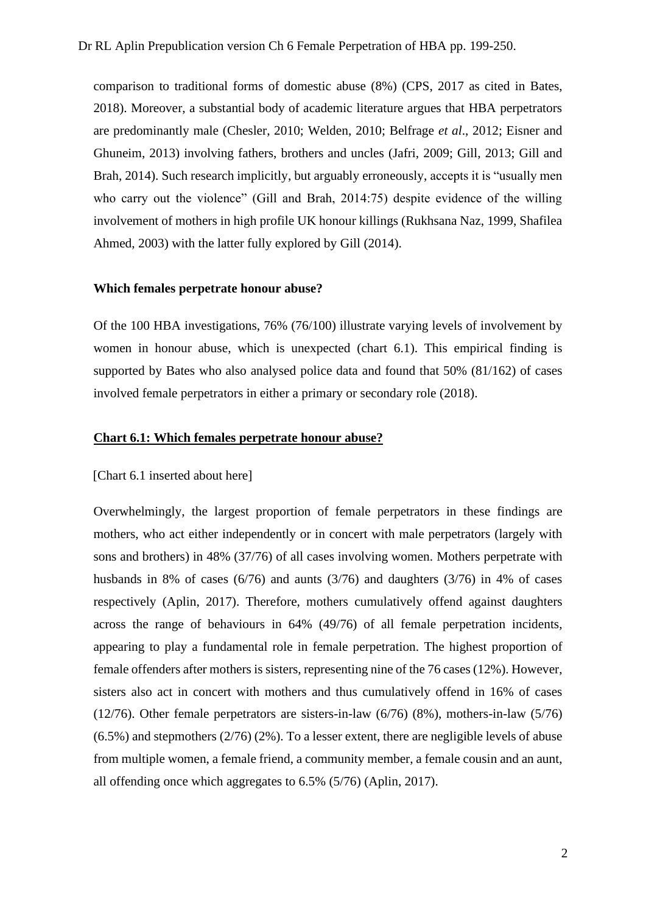comparison to traditional forms of domestic abuse (8%) (CPS, 2017 as cited in Bates, 2018). Moreover, a substantial body of academic literature argues that HBA perpetrators are predominantly male (Chesler, 2010; Welden, 2010; Belfrage *et al*., 2012; Eisner and Ghuneim, 2013) involving fathers, brothers and uncles (Jafri, 2009; Gill, 2013; Gill and Brah, 2014). Such research implicitly, but arguably erroneously, accepts it is "usually men who carry out the violence" (Gill and Brah, 2014:75) despite evidence of the willing involvement of mothers in high profile UK honour killings (Rukhsana Naz, 1999, Shafilea Ahmed, 2003) with the latter fully explored by Gill (2014).

**Which females perpetrate honour abuse?**

Of the 100 HBA investigations, 76% (76/100) illustrate varying levels of involvement by women in honour abuse, which is unexpected (chart 6.1). This empirical finding is supported by Bates who also analysed police data and found that 50% (81/162) of cases involved female perpetrators in either a primary or secondary role (2018).

**Chart 6.1: Which females perpetrate honour abuse?**

[Chart 6.1 inserted about here]

Overwhelmingly, the largest proportion of female perpetrators in these findings are mothers, who act either independently or in concert with male perpetrators (largely with sons and brothers) in 48% (37/76) of all cases involving women. Mothers perpetrate with husbands in 8% of cases (6/76) and aunts (3/76) and daughters (3/76) in 4% of cases respectively (Aplin, 2017). Therefore, mothers cumulatively offend against daughters across the range of behaviours in 64% (49/76) of all female perpetration incidents, appearing to play a fundamental role in female perpetration. The highest proportion of female offenders after mothers is sisters, representing nine of the 76 cases (12%). However, sisters also act in concert with mothers and thus cumulatively offend in 16% of cases (12/76). Other female perpetrators are sisters-in-law (6/76) (8%), mothers-in-law (5/76) (6.5%) and stepmothers (2/76) (2%). To a lesser extent, there are negligible levels of abuse from multiple women, a female friend, a community member, a female cousin and an aunt, all offending once which aggregates to 6.5% (5/76) (Aplin, 2017).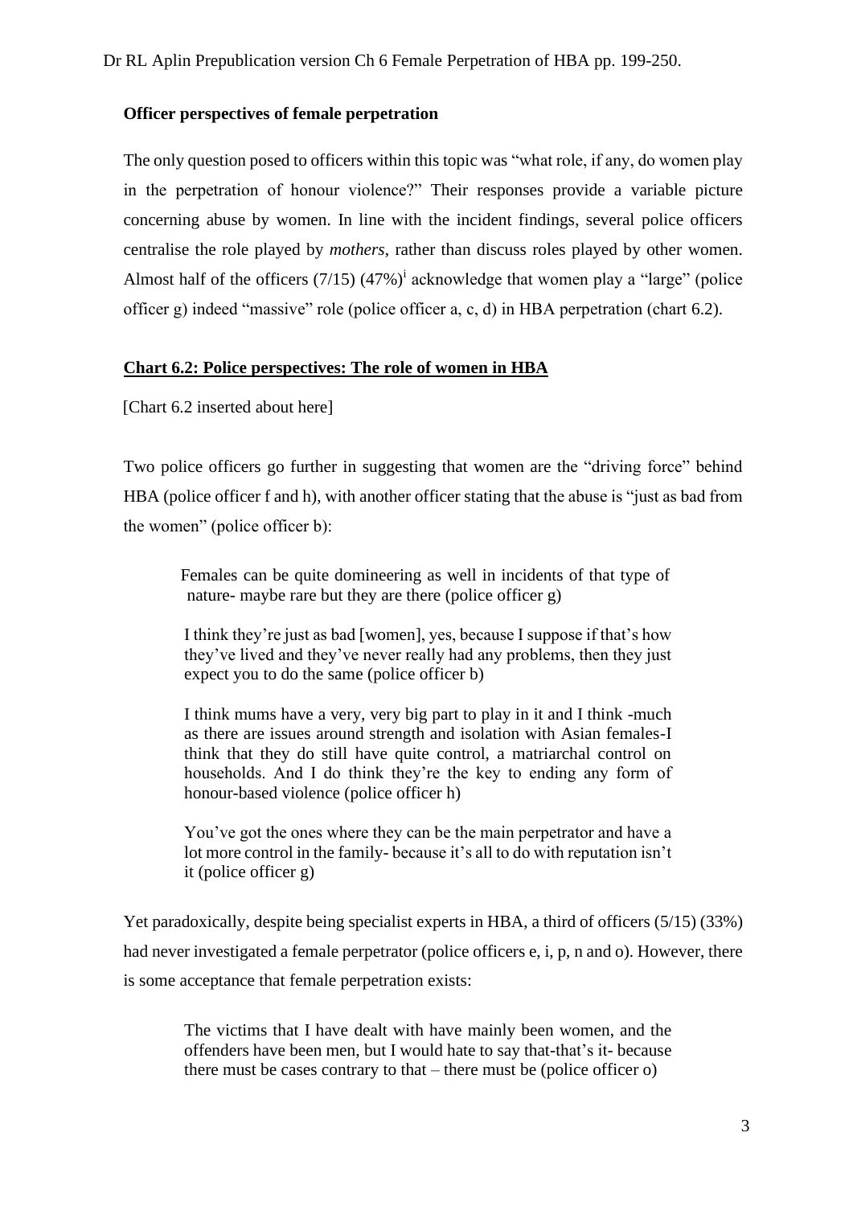### Officer perspectives of female perpetration

The only question posed to officers within this topic was "what role, if any, do women play in the perpetration of honour violence?" Their responses provide a variable picture concerning abuse by women. In line with the incident findings, several police officers centralise the role played by *mothers*, rather than discuss roles played by other women. Almost half of the officers (7/15) (47%)[i] acknowledge that women play a "large" (police officer g) indeed "massive" role (police officer a, c, d) in HBA perpetration (chart 6.2).

**Chart 6.2: Police perspectives: The role of women in HBA**

[Chart 6.2 inserted about here]

Two police officers go further in suggesting that women are the "driving force" behind HBA (police officer f and h), with another officer stating that the abuse is "just as bad from the women" (police officer b):

> Females can be quite domineering as well in incidents of that type of nature- maybe rare but they are there (police officer g)
>
> I think they're just as bad [women], yes, because I suppose if that's how they've lived and they've never really had any problems, then they just expect you to do the same (police officer b)
>
> I think mums have a very, very big part to play in it and I think -much as there are issues around strength and isolation with Asian females-I think that they do still have quite control, a matriarchal control on households. And I do think they're the key to ending any form of honour-based violence (police officer h)
>
> You've got the ones where they can be the main perpetrator and have a lot more control in the family- because it's all to do with reputation isn't it (police officer g)

Yet paradoxically, despite being specialist experts in HBA, a third of officers (5/15) (33%) had never investigated a female perpetrator (police officers e, i, p, n and o). However, there is some acceptance that female perpetration exists:

> The victims that I have dealt with have mainly been women, and the offenders have been men, but I would hate to say that-that's it- because there must be cases contrary to that – there must be (police officer o)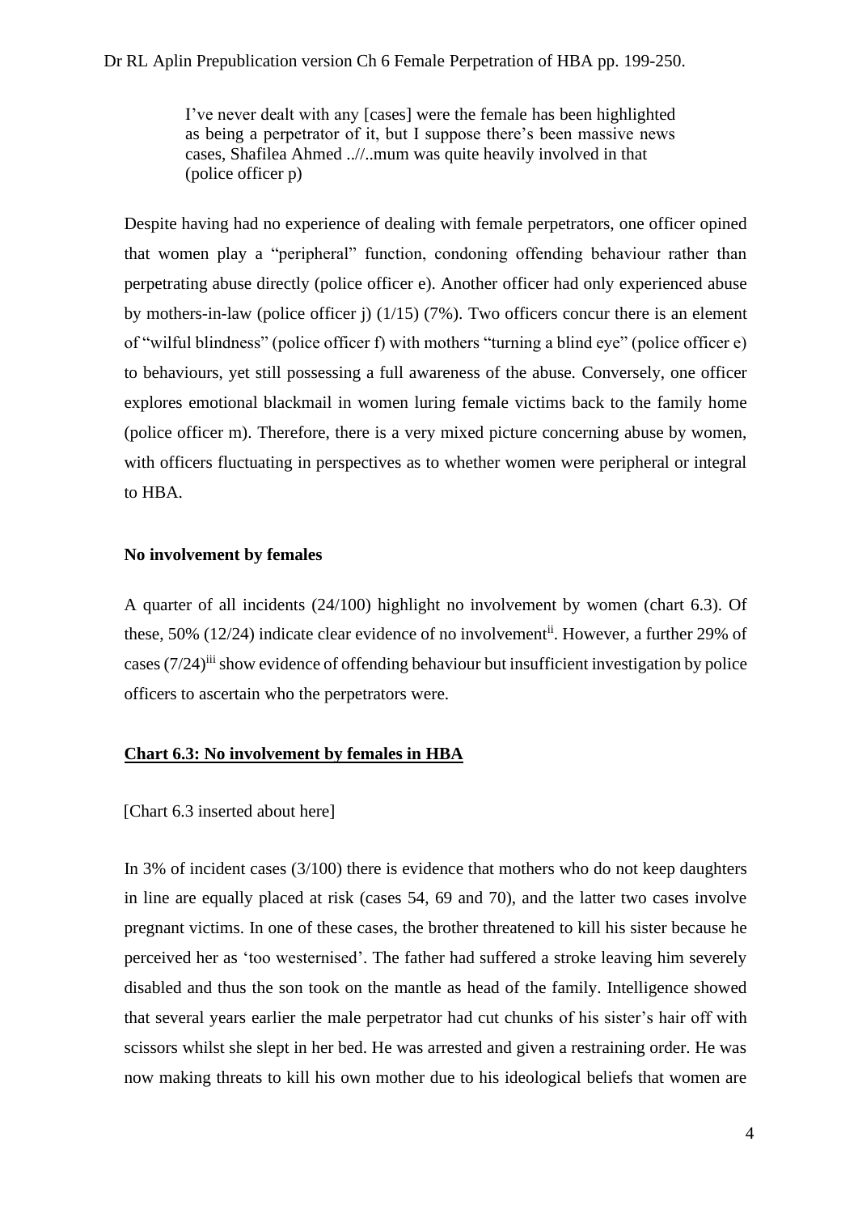> I've never dealt with any [cases] were the female has been highlighted as being a perpetrator of it, but I suppose there's been massive news cases, Shafilea Ahmed ..//..mum was quite heavily involved in that (police officer p)

Despite having had no experience of dealing with female perpetrators, one officer opined that women play a "peripheral" function, condoning offending behaviour rather than perpetrating abuse directly (police officer e). Another officer had only experienced abuse by mothers-in-law (police officer j) (1/15) (7%). Two officers concur there is an element of "wilful blindness" (police officer f) with mothers "turning a blind eye" (police officer e) to behaviours, yet still possessing a full awareness of the abuse. Conversely, one officer explores emotional blackmail in women luring female victims back to the family home (police officer m). Therefore, there is a very mixed picture concerning abuse by women, with officers fluctuating in perspectives as to whether women were peripheral or integral to HBA.

**No involvement by females**

A quarter of all incidents (24/100) highlight no involvement by women (chart 6.3). Of these, 50% (12/24) indicate clear evidence of no involvement[ii]. However, a further 29% of cases (7/24)[iii] show evidence of offending behaviour but insufficient investigation by police officers to ascertain who the perpetrators were.

**<u>Chart 6.3: No involvement by females in HBA</u>**

[Chart 6.3 inserted about here]

In 3% of incident cases (3/100) there is evidence that mothers who do not keep daughters in line are equally placed at risk (cases 54, 69 and 70), and the latter two cases involve pregnant victims. In one of these cases, the brother threatened to kill his sister because he perceived her as 'too westernised'. The father had suffered a stroke leaving him severely disabled and thus the son took on the mantle as head of the family. Intelligence showed that several years earlier the male perpetrator had cut chunks of his sister's hair off with scissors whilst she slept in her bed. He was arrested and given a restraining order. He was now making threats to kill his own mother due to his ideological beliefs that women are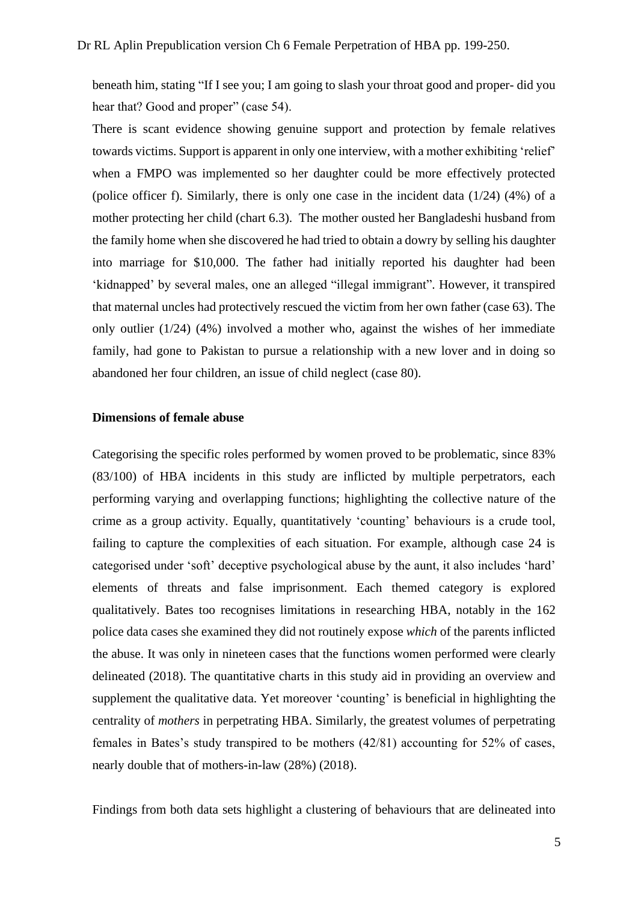beneath him, stating "If I see you; I am going to slash your throat good and proper- did you hear that? Good and proper" (case 54).

There is scant evidence showing genuine support and protection by female relatives towards victims. Support is apparent in only one interview, with a mother exhibiting 'relief' when a FMPO was implemented so her daughter could be more effectively protected (police officer f). Similarly, there is only one case in the incident data (1/24) (4%) of a mother protecting her child (chart 6.3). The mother ousted her Bangladeshi husband from the family home when she discovered he had tried to obtain a dowry by selling his daughter into marriage for $10,000. The father had initially reported his daughter had been 'kidnapped' by several males, one an alleged "illegal immigrant". However, it transpired that maternal uncles had protectively rescued the victim from her own father (case 63). The only outlier (1/24) (4%) involved a mother who, against the wishes of her immediate family, had gone to Pakistan to pursue a relationship with a new lover and in doing so abandoned her four children, an issue of child neglect (case 80).

**Dimensions of female abuse**

Categorising the specific roles performed by women proved to be problematic, since 83% (83/100) of HBA incidents in this study are inflicted by multiple perpetrators, each performing varying and overlapping functions; highlighting the collective nature of the crime as a group activity. Equally, quantitatively 'counting' behaviours is a crude tool, failing to capture the complexities of each situation. For example, although case 24 is categorised under 'soft' deceptive psychological abuse by the aunt, it also includes 'hard' elements of threats and false imprisonment. Each themed category is explored qualitatively. Bates too recognises limitations in researching HBA, notably in the 162 police data cases she examined they did not routinely expose *which* of the parents inflicted the abuse. It was only in nineteen cases that the functions women performed were clearly delineated (2018). The quantitative charts in this study aid in providing an overview and supplement the qualitative data. Yet moreover 'counting' is beneficial in highlighting the centrality of *mothers* in perpetrating HBA. Similarly, the greatest volumes of perpetrating females in Bates's study transpired to be mothers (42/81) accounting for 52% of cases, nearly double that of mothers-in-law (28%) (2018).

Findings from both data sets highlight a clustering of behaviours that are delineated into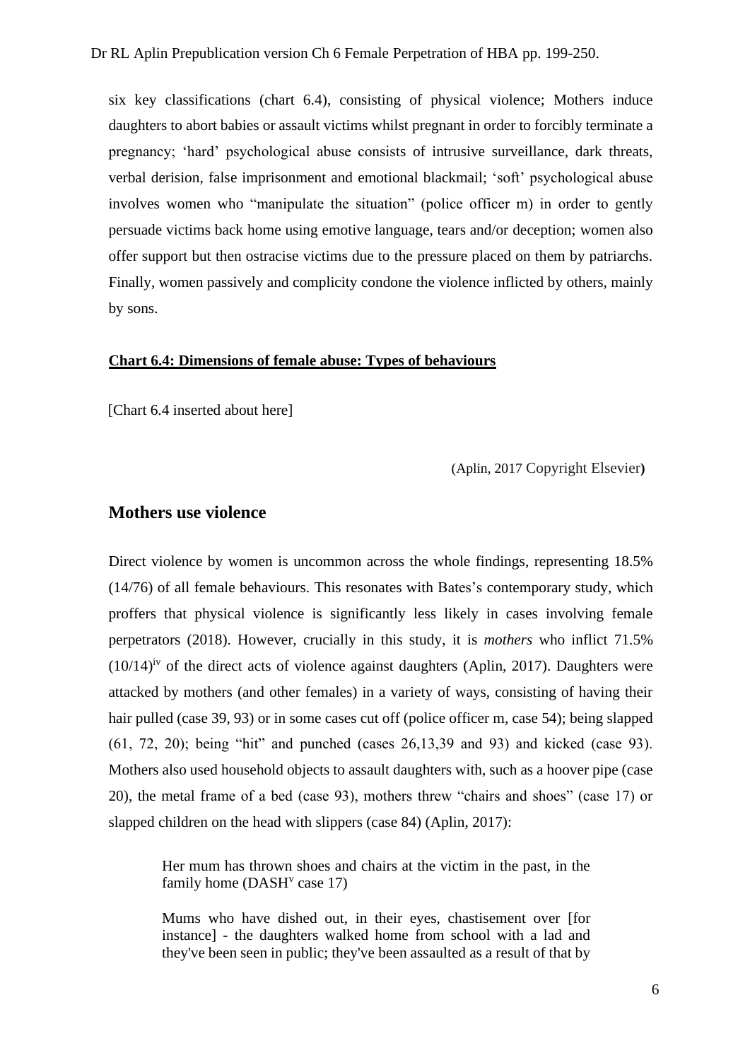six key classifications (chart 6.4), consisting of physical violence; Mothers induce daughters to abort babies or assault victims whilst pregnant in order to forcibly terminate a pregnancy; 'hard' psychological abuse consists of intrusive surveillance, dark threats, verbal derision, false imprisonment and emotional blackmail; 'soft' psychological abuse involves women who "manipulate the situation" (police officer m) in order to gently persuade victims back home using emotive language, tears and/or deception; women also offer support but then ostracise victims due to the pressure placed on them by patriarchs. Finally, women passively and complicity condone the violence inflicted by others, mainly by sons.

**Chart 6.4: Dimensions of female abuse: Types of behaviours**

[Chart 6.4 inserted about here]

(Aplin, 2017 Copyright Elsevier)

## Mothers use violence

Direct violence by women is uncommon across the whole findings, representing 18.5% (14/76) of all female behaviours. This resonates with Bates's contemporary study, which proffers that physical violence is significantly less likely in cases involving female perpetrators (2018). However, crucially in this study, it is *mothers* who inflict 71.5% (10/14)[iv] of the direct acts of violence against daughters (Aplin, 2017). Daughters were attacked by mothers (and other females) in a variety of ways, consisting of having their hair pulled (case 39, 93) or in some cases cut off (police officer m, case 54); being slapped (61, 72, 20); being "hit" and punched (cases 26,13,39 and 93) and kicked (case 93). Mothers also used household objects to assault daughters with, such as a hoover pipe (case 20), the metal frame of a bed (case 93), mothers threw "chairs and shoes" (case 17) or slapped children on the head with slippers (case 84) (Aplin, 2017):

> Her mum has thrown shoes and chairs at the victim in the past, in the family home (DASH[v] case 17)

> Mums who have dished out, in their eyes, chastisement over [for instance] - the daughters walked home from school with a lad and they've been seen in public; they've been assaulted as a result of that by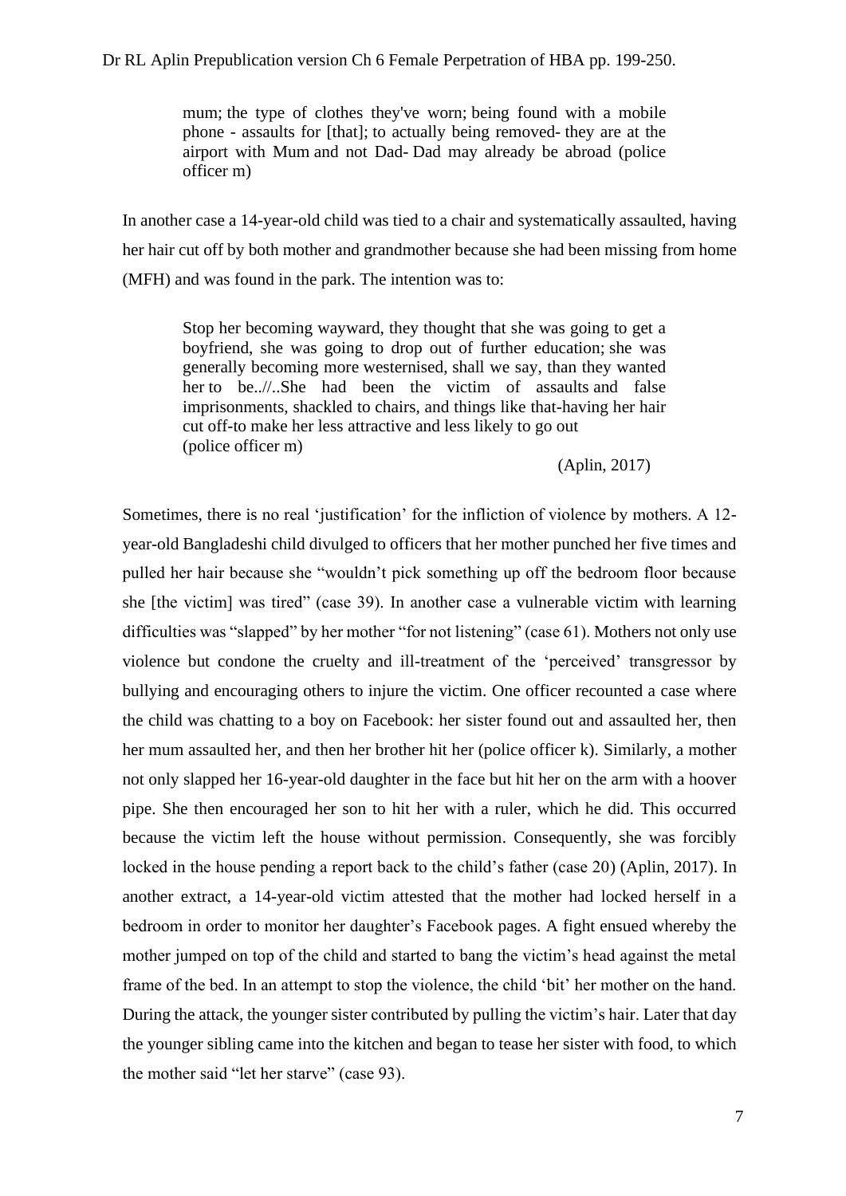> mum; the type of clothes they've worn; being found with a mobile phone - assaults for [that]; to actually being removed- they are at the airport with Mum and not Dad- Dad may already be abroad (police officer m)

In another case a 14-year-old child was tied to a chair and systematically assaulted, having her hair cut off by both mother and grandmother because she had been missing from home (MFH) and was found in the park. The intention was to:

> Stop her becoming wayward, they thought that she was going to get a boyfriend, she was going to drop out of further education; she was generally becoming more westernised, shall we say, than they wanted her to be..//..She had been the victim of assaults and false imprisonments, shackled to chairs, and things like that-having her hair cut off-to make her less attractive and less likely to go out
> (police officer m)
>
> (Aplin, 2017)

Sometimes, there is no real 'justification' for the infliction of violence by mothers. A 12-year-old Bangladeshi child divulged to officers that her mother punched her five times and pulled her hair because she "wouldn't pick something up off the bedroom floor because she [the victim] was tired" (case 39). In another case a vulnerable victim with learning difficulties was "slapped" by her mother "for not listening" (case 61). Mothers not only use violence but condone the cruelty and ill-treatment of the 'perceived' transgressor by bullying and encouraging others to injure the victim. One officer recounted a case where the child was chatting to a boy on Facebook: her sister found out and assaulted her, then her mum assaulted her, and then her brother hit her (police officer k). Similarly, a mother not only slapped her 16-year-old daughter in the face but hit her on the arm with a hoover pipe. She then encouraged her son to hit her with a ruler, which he did. This occurred because the victim left the house without permission. Consequently, she was forcibly locked in the house pending a report back to the child's father (case 20) (Aplin, 2017). In another extract, a 14-year-old victim attested that the mother had locked herself in a bedroom in order to monitor her daughter's Facebook pages. A fight ensued whereby the mother jumped on top of the child and started to bang the victim's head against the metal frame of the bed. In an attempt to stop the violence, the child 'bit' her mother on the hand. During the attack, the younger sister contributed by pulling the victim's hair. Later that day the younger sibling came into the kitchen and began to tease her sister with food, to which the mother said "let her starve" (case 93).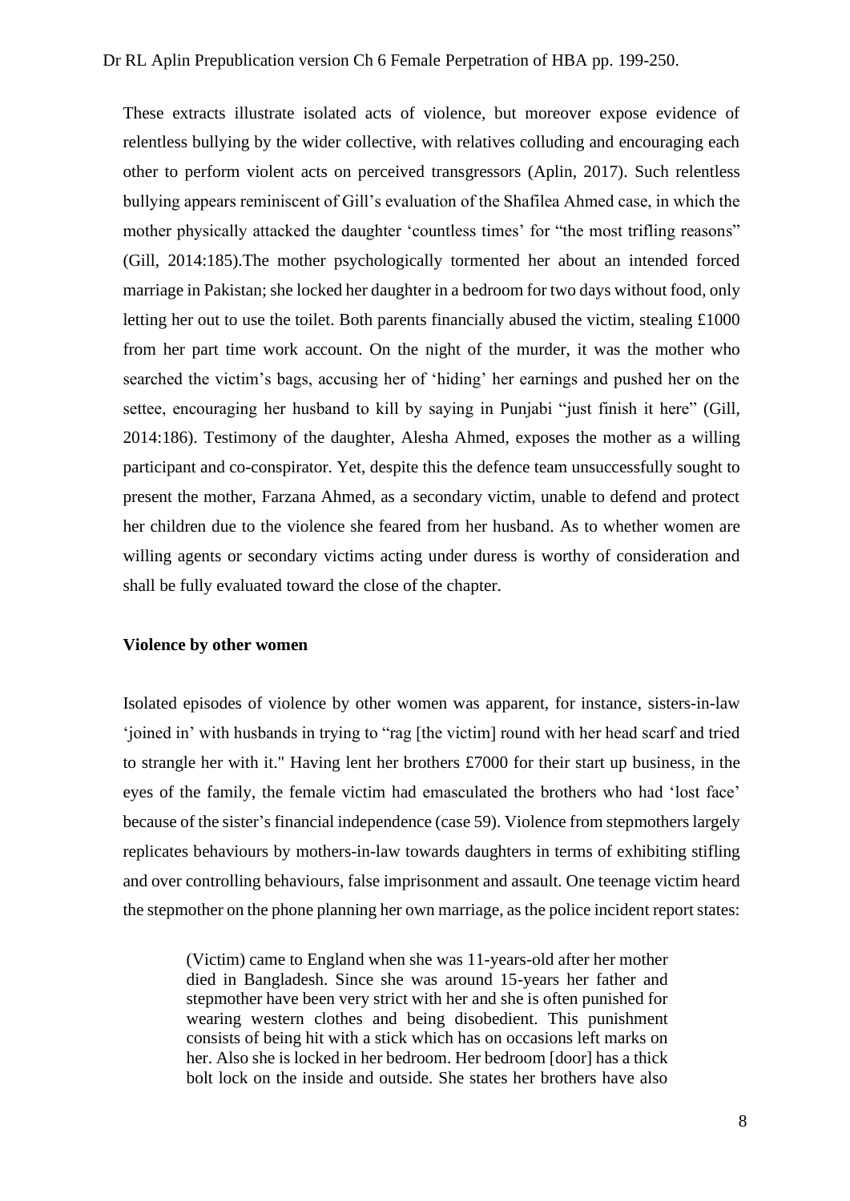These extracts illustrate isolated acts of violence, but moreover expose evidence of relentless bullying by the wider collective, with relatives colluding and encouraging each other to perform violent acts on perceived transgressors (Aplin, 2017). Such relentless bullying appears reminiscent of Gill's evaluation of the Shafilea Ahmed case, in which the mother physically attacked the daughter 'countless times' for "the most trifling reasons" (Gill, 2014:185).The mother psychologically tormented her about an intended forced marriage in Pakistan; she locked her daughter in a bedroom for two days without food, only letting her out to use the toilet. Both parents financially abused the victim, stealing £1000 from her part time work account. On the night of the murder, it was the mother who searched the victim's bags, accusing her of 'hiding' her earnings and pushed her on the settee, encouraging her husband to kill by saying in Punjabi "just finish it here" (Gill, 2014:186). Testimony of the daughter, Alesha Ahmed, exposes the mother as a willing participant and co-conspirator. Yet, despite this the defence team unsuccessfully sought to present the mother, Farzana Ahmed, as a secondary victim, unable to defend and protect her children due to the violence she feared from her husband. As to whether women are willing agents or secondary victims acting under duress is worthy of consideration and shall be fully evaluated toward the close of the chapter.

**Violence by other women**

Isolated episodes of violence by other women was apparent, for instance, sisters-in-law 'joined in' with husbands in trying to "rag [the victim] round with her head scarf and tried to strangle her with it." Having lent her brothers £7000 for their start up business, in the eyes of the family, the female victim had emasculated the brothers who had 'lost face' because of the sister's financial independence (case 59). Violence from stepmothers largely replicates behaviours by mothers-in-law towards daughters in terms of exhibiting stifling and over controlling behaviours, false imprisonment and assault. One teenage victim heard the stepmother on the phone planning her own marriage, as the police incident report states:

> (Victim) came to England when she was 11-years-old after her mother died in Bangladesh. Since she was around 15-years her father and stepmother have been very strict with her and she is often punished for wearing western clothes and being disobedient. This punishment consists of being hit with a stick which has on occasions left marks on her. Also she is locked in her bedroom. Her bedroom [door] has a thick bolt lock on the inside and outside. She states her brothers have also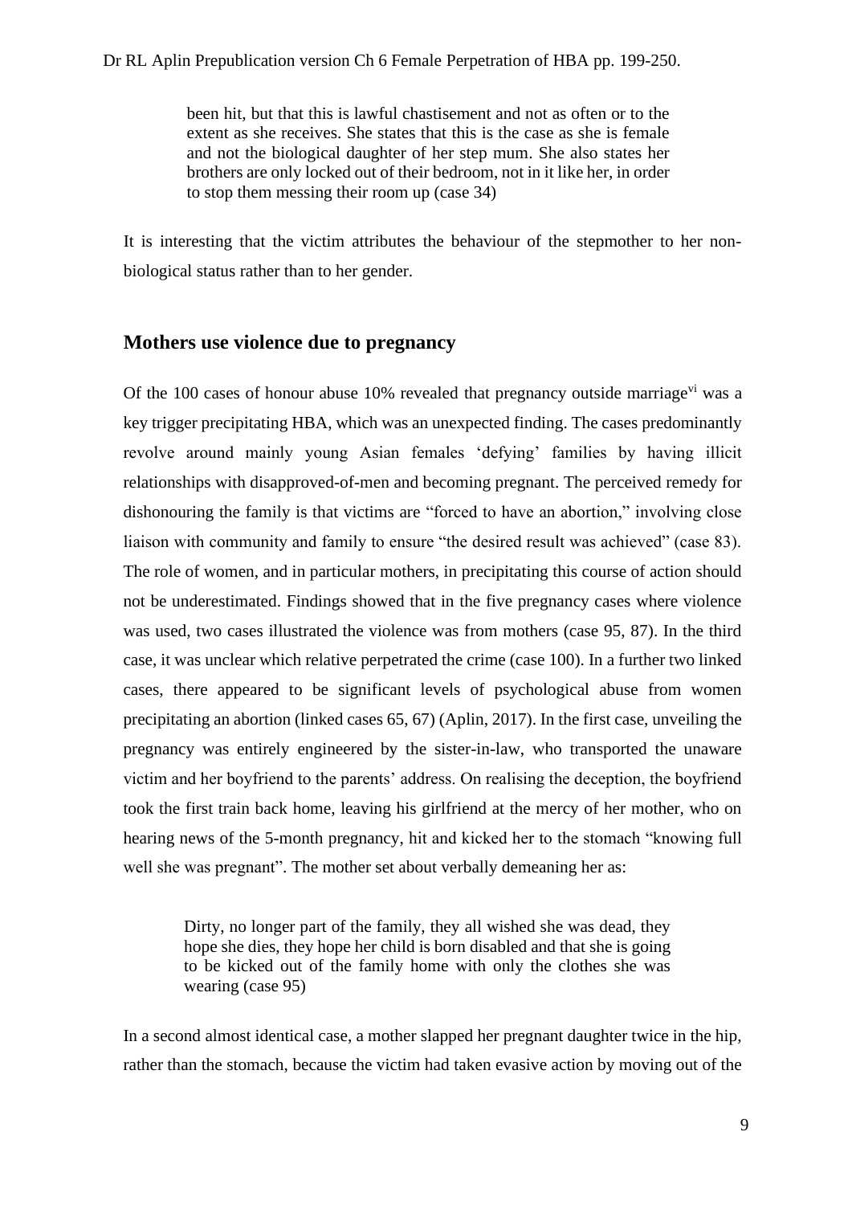> been hit, but that this is lawful chastisement and not as often or to the extent as she receives. She states that this is the case as she is female and not the biological daughter of her step mum. She also states her brothers are only locked out of their bedroom, not in it like her, in order to stop them messing their room up (case 34)

It is interesting that the victim attributes the behaviour of the stepmother to her non-biological status rather than to her gender.

## Mothers use violence due to pregnancy

Of the 100 cases of honour abuse 10% revealed that pregnancy outside marriage[vi] was a key trigger precipitating HBA, which was an unexpected finding. The cases predominantly revolve around mainly young Asian females 'defying' families by having illicit relationships with disapproved-of-men and becoming pregnant. The perceived remedy for dishonouring the family is that victims are "forced to have an abortion," involving close liaison with community and family to ensure "the desired result was achieved" (case 83). The role of women, and in particular mothers, in precipitating this course of action should not be underestimated. Findings showed that in the five pregnancy cases where violence was used, two cases illustrated the violence was from mothers (case 95, 87). In the third case, it was unclear which relative perpetrated the crime (case 100). In a further two linked cases, there appeared to be significant levels of psychological abuse from women precipitating an abortion (linked cases 65, 67) (Aplin, 2017). In the first case, unveiling the pregnancy was entirely engineered by the sister-in-law, who transported the unaware victim and her boyfriend to the parents' address. On realising the deception, the boyfriend took the first train back home, leaving his girlfriend at the mercy of her mother, who on hearing news of the 5-month pregnancy, hit and kicked her to the stomach "knowing full well she was pregnant". The mother set about verbally demeaning her as:

> Dirty, no longer part of the family, they all wished she was dead, they hope she dies, they hope her child is born disabled and that she is going to be kicked out of the family home with only the clothes she was wearing (case 95)

In a second almost identical case, a mother slapped her pregnant daughter twice in the hip, rather than the stomach, because the victim had taken evasive action by moving out of the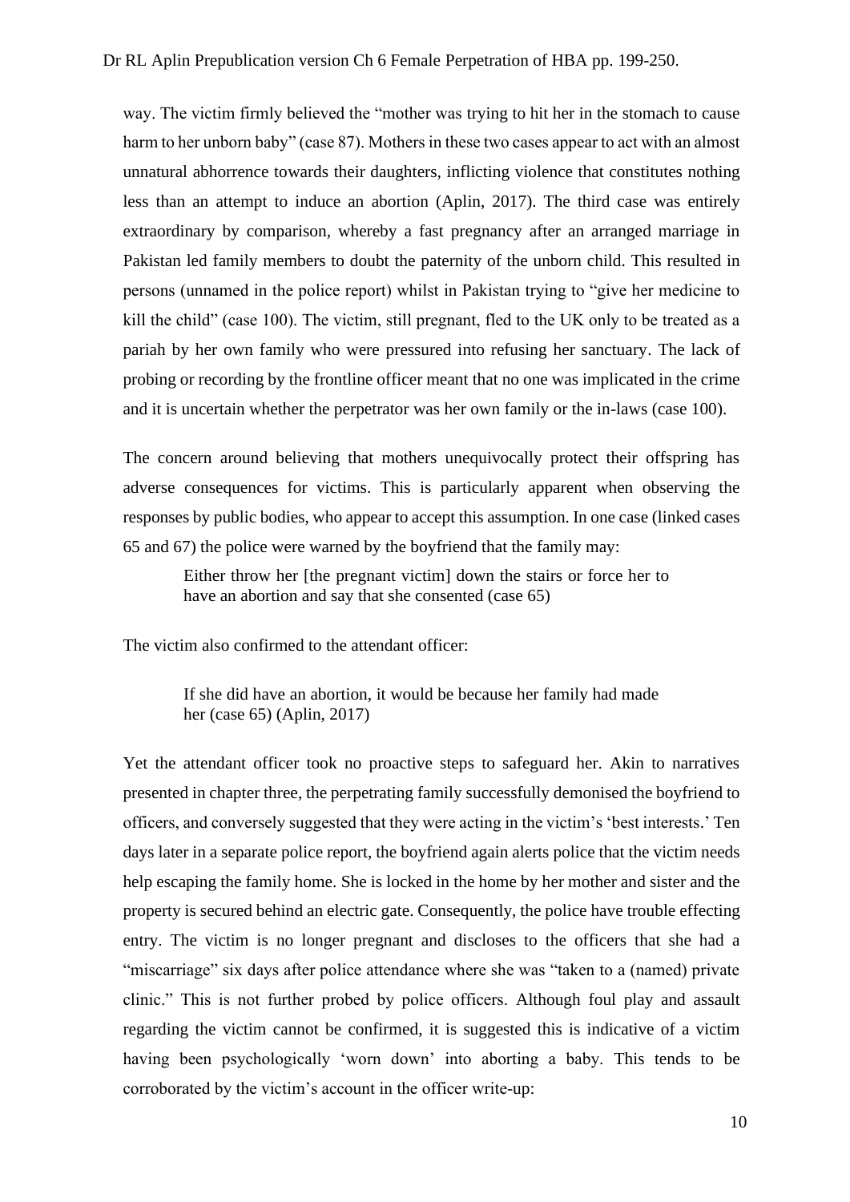way. The victim firmly believed the "mother was trying to hit her in the stomach to cause harm to her unborn baby" (case 87). Mothers in these two cases appear to act with an almost unnatural abhorrence towards their daughters, inflicting violence that constitutes nothing less than an attempt to induce an abortion (Aplin, 2017). The third case was entirely extraordinary by comparison, whereby a fast pregnancy after an arranged marriage in Pakistan led family members to doubt the paternity of the unborn child. This resulted in persons (unnamed in the police report) whilst in Pakistan trying to "give her medicine to kill the child" (case 100). The victim, still pregnant, fled to the UK only to be treated as a pariah by her own family who were pressured into refusing her sanctuary. The lack of probing or recording by the frontline officer meant that no one was implicated in the crime and it is uncertain whether the perpetrator was her own family or the in-laws (case 100).

The concern around believing that mothers unequivocally protect their offspring has adverse consequences for victims. This is particularly apparent when observing the responses by public bodies, who appear to accept this assumption. In one case (linked cases 65 and 67) the police were warned by the boyfriend that the family may:

> Either throw her [the pregnant victim] down the stairs or force her to have an abortion and say that she consented (case 65)

The victim also confirmed to the attendant officer:

> If she did have an abortion, it would be because her family had made her (case 65) (Aplin, 2017)

Yet the attendant officer took no proactive steps to safeguard her. Akin to narratives presented in chapter three, the perpetrating family successfully demonised the boyfriend to officers, and conversely suggested that they were acting in the victim's 'best interests.' Ten days later in a separate police report, the boyfriend again alerts police that the victim needs help escaping the family home. She is locked in the home by her mother and sister and the property is secured behind an electric gate. Consequently, the police have trouble effecting entry. The victim is no longer pregnant and discloses to the officers that she had a "miscarriage" six days after police attendance where she was "taken to a (named) private clinic." This is not further probed by police officers. Although foul play and assault regarding the victim cannot be confirmed, it is suggested this is indicative of a victim having been psychologically 'worn down' into aborting a baby. This tends to be corroborated by the victim's account in the officer write-up: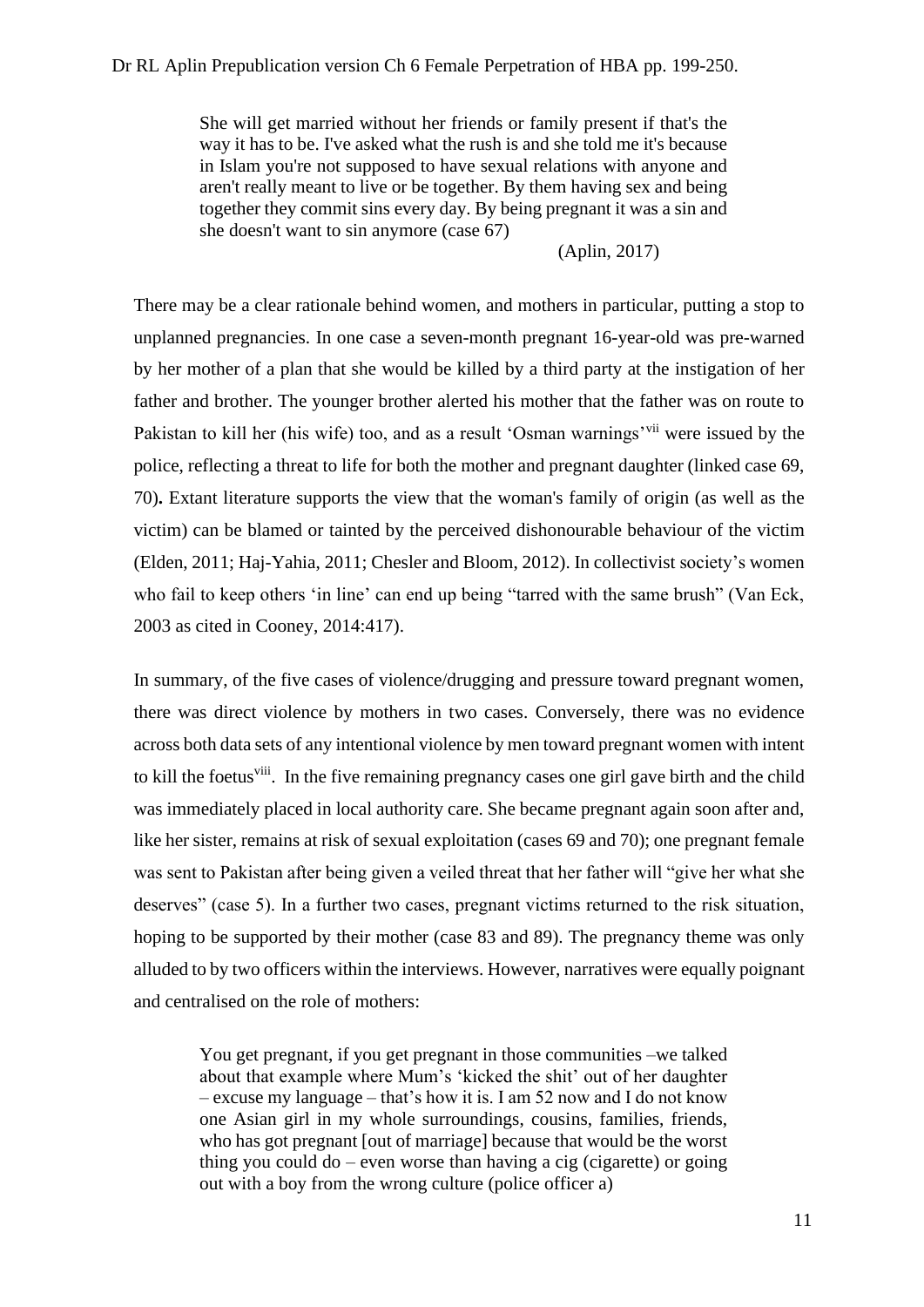> She will get married without her friends or family present if that's the way it has to be. I've asked what the rush is and she told me it's because in Islam you're not supposed to have sexual relations with anyone and aren't really meant to live or be together. By them having sex and being together they commit sins every day. By being pregnant it was a sin and she doesn't want to sin anymore (case 67)
>
> (Aplin, 2017)

There may be a clear rationale behind women, and mothers in particular, putting a stop to unplanned pregnancies. In one case a seven-month pregnant 16-year-old was pre-warned by her mother of a plan that she would be killed by a third party at the instigation of her father and brother. The younger brother alerted his mother that the father was on route to Pakistan to kill her (his wife) too, and as a result 'Osman warnings'[vii] were issued by the police, reflecting a threat to life for both the mother and pregnant daughter (linked case 69, 70)**.** Extant literature supports the view that the woman's family of origin (as well as the victim) can be blamed or tainted by the perceived dishonourable behaviour of the victim (Elden, 2011; Haj-Yahia, 2011; Chesler and Bloom, 2012). In collectivist society's women who fail to keep others 'in line' can end up being "tarred with the same brush" (Van Eck, 2003 as cited in Cooney, 2014:417).

In summary, of the five cases of violence/drugging and pressure toward pregnant women, there was direct violence by mothers in two cases. Conversely, there was no evidence across both data sets of any intentional violence by men toward pregnant women with intent to kill the foetus[viii]. In the five remaining pregnancy cases one girl gave birth and the child was immediately placed in local authority care. She became pregnant again soon after and, like her sister, remains at risk of sexual exploitation (cases 69 and 70); one pregnant female was sent to Pakistan after being given a veiled threat that her father will "give her what she deserves" (case 5). In a further two cases, pregnant victims returned to the risk situation, hoping to be supported by their mother (case 83 and 89). The pregnancy theme was only alluded to by two officers within the interviews. However, narratives were equally poignant and centralised on the role of mothers:

> You get pregnant, if you get pregnant in those communities –we talked about that example where Mum's 'kicked the shit' out of her daughter – excuse my language – that's how it is. I am 52 now and I do not know one Asian girl in my whole surroundings, cousins, families, friends, who has got pregnant [out of marriage] because that would be the worst thing you could do – even worse than having a cig (cigarette) or going out with a boy from the wrong culture (police officer a)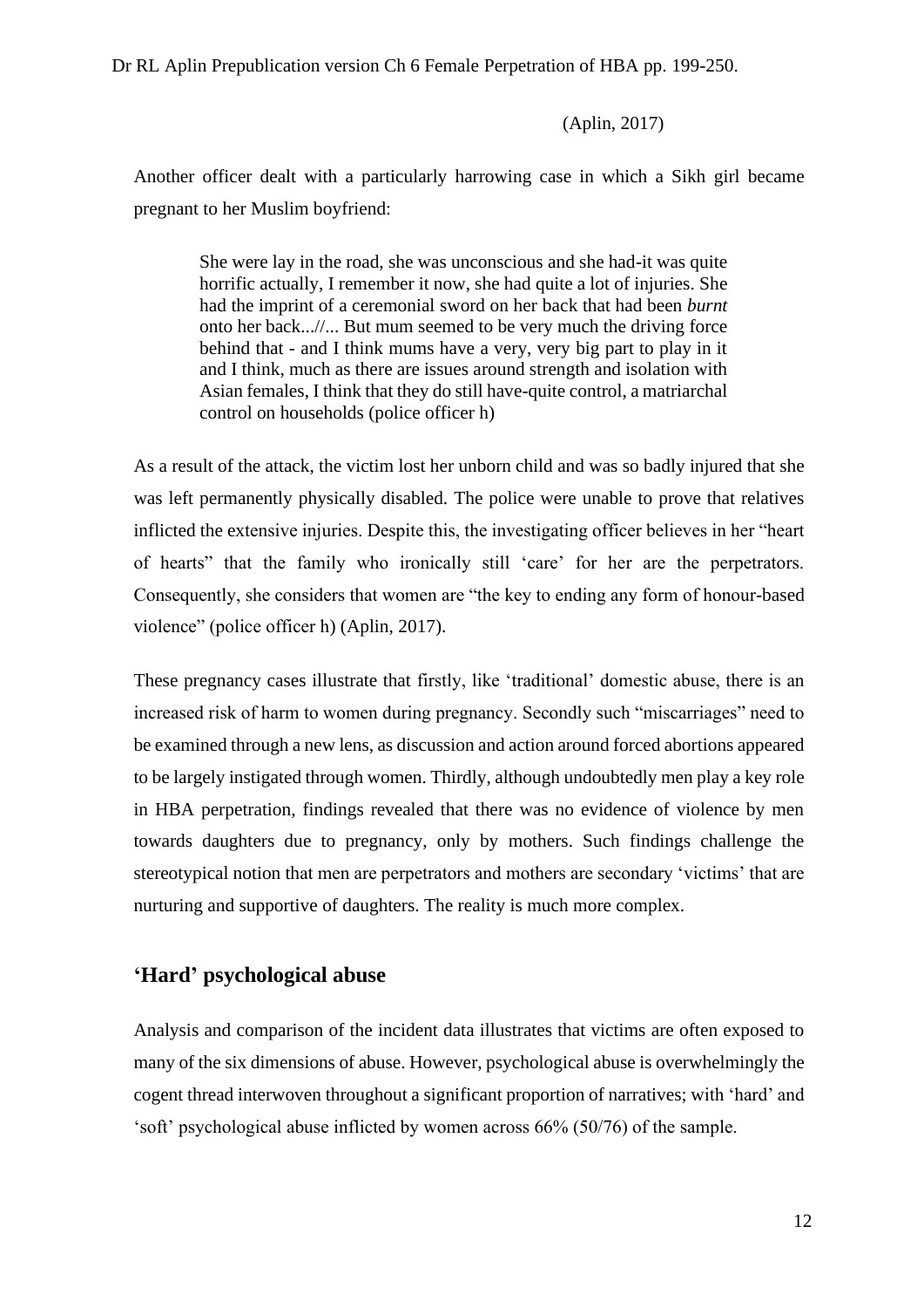(Aplin, 2017)

Another officer dealt with a particularly harrowing case in which a Sikh girl became pregnant to her Muslim boyfriend:

> She were lay in the road, she was unconscious and she had-it was quite horrific actually, I remember it now, she had quite a lot of injuries. She had the imprint of a ceremonial sword on her back that had been *burnt* onto her back...//... But mum seemed to be very much the driving force behind that - and I think mums have a very, very big part to play in it and I think, much as there are issues around strength and isolation with Asian females, I think that they do still have-quite control, a matriarchal control on households (police officer h)

As a result of the attack, the victim lost her unborn child and was so badly injured that she was left permanently physically disabled. The police were unable to prove that relatives inflicted the extensive injuries. Despite this, the investigating officer believes in her "heart of hearts" that the family who ironically still 'care' for her are the perpetrators. Consequently, she considers that women are "the key to ending any form of honour-based violence" (police officer h) (Aplin, 2017).

These pregnancy cases illustrate that firstly, like 'traditional' domestic abuse, there is an increased risk of harm to women during pregnancy. Secondly such "miscarriages" need to be examined through a new lens, as discussion and action around forced abortions appeared to be largely instigated through women. Thirdly, although undoubtedly men play a key role in HBA perpetration, findings revealed that there was no evidence of violence by men towards daughters due to pregnancy, only by mothers. Such findings challenge the stereotypical notion that men are perpetrators and mothers are secondary 'victims' that are nurturing and supportive of daughters. The reality is much more complex.

## 'Hard' psychological abuse

Analysis and comparison of the incident data illustrates that victims are often exposed to many of the six dimensions of abuse. However, psychological abuse is overwhelmingly the cogent thread interwoven throughout a significant proportion of narratives; with 'hard' and 'soft' psychological abuse inflicted by women across 66% (50/76) of the sample.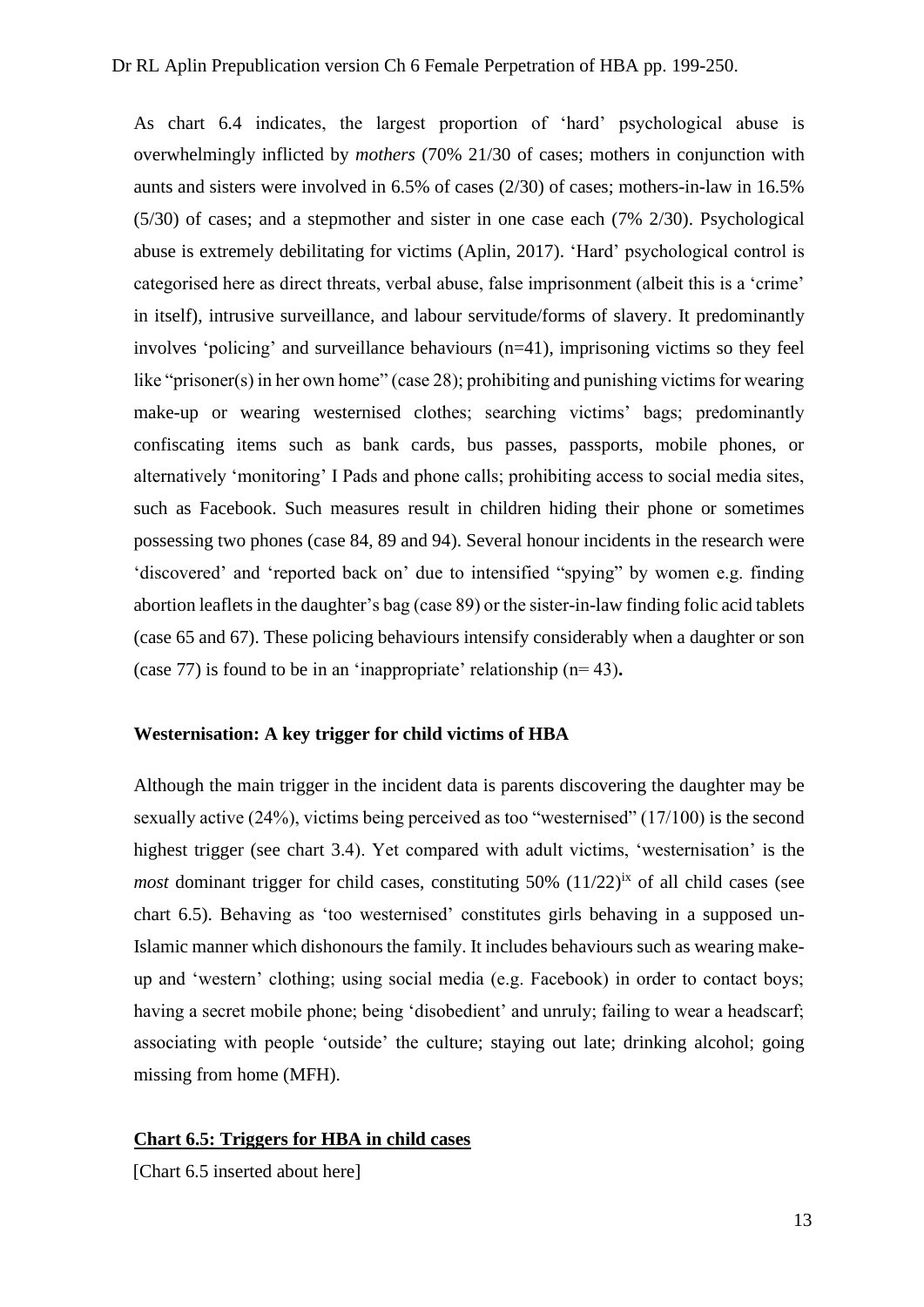As chart 6.4 indicates, the largest proportion of 'hard' psychological abuse is overwhelmingly inflicted by *mothers* (70% 21/30 of cases; mothers in conjunction with aunts and sisters were involved in 6.5% of cases (2/30) of cases; mothers-in-law in 16.5% (5/30) of cases; and a stepmother and sister in one case each (7% 2/30). Psychological abuse is extremely debilitating for victims (Aplin, 2017). 'Hard' psychological control is categorised here as direct threats, verbal abuse, false imprisonment (albeit this is a 'crime' in itself), intrusive surveillance, and labour servitude/forms of slavery. It predominantly involves 'policing' and surveillance behaviours (n=41), imprisoning victims so they feel like "prisoner(s) in her own home" (case 28); prohibiting and punishing victims for wearing make-up or wearing westernised clothes; searching victims' bags; predominantly confiscating items such as bank cards, bus passes, passports, mobile phones, or alternatively 'monitoring' I Pads and phone calls; prohibiting access to social media sites, such as Facebook. Such measures result in children hiding their phone or sometimes possessing two phones (case 84, 89 and 94). Several honour incidents in the research were 'discovered' and 'reported back on' due to intensified "spying" by women e.g. finding abortion leaflets in the daughter's bag (case 89) or the sister-in-law finding folic acid tablets (case 65 and 67). These policing behaviours intensify considerably when a daughter or son (case 77) is found to be in an 'inappropriate' relationship (n= 43)**.**

**Westernisation: A key trigger for child victims of HBA**

Although the main trigger in the incident data is parents discovering the daughter may be sexually active (24%), victims being perceived as too "westernised" (17/100) is the second highest trigger (see chart 3.4). Yet compared with adult victims, 'westernisation' is the *most* dominant trigger for child cases, constituting 50% (11/22)[ix] of all child cases (see chart 6.5). Behaving as 'too westernised' constitutes girls behaving in a supposed un-Islamic manner which dishonours the family. It includes behaviours such as wearing make-up and 'western' clothing; using social media (e.g. Facebook) in order to contact boys; having a secret mobile phone; being 'disobedient' and unruly; failing to wear a headscarf; associating with people 'outside' the culture; staying out late; drinking alcohol; going missing from home (MFH).

**Chart 6.5: Triggers for HBA in child cases**

[Chart 6.5 inserted about here]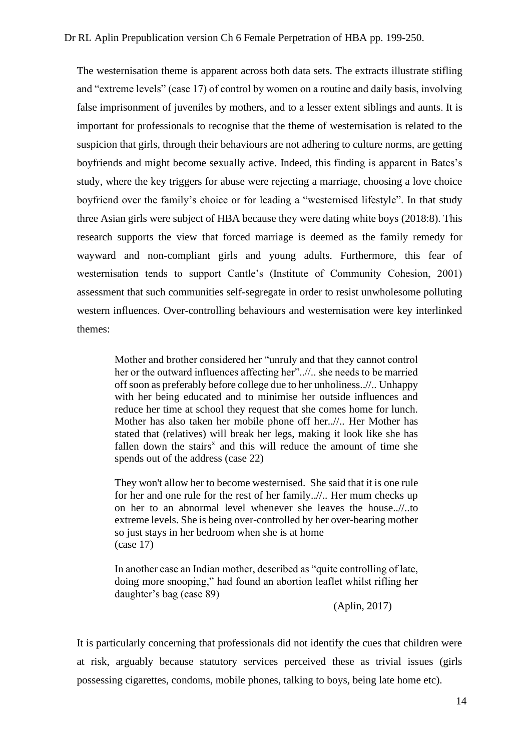The westernisation theme is apparent across both data sets. The extracts illustrate stifling and "extreme levels" (case 17) of control by women on a routine and daily basis, involving false imprisonment of juveniles by mothers, and to a lesser extent siblings and aunts. It is important for professionals to recognise that the theme of westernisation is related to the suspicion that girls, through their behaviours are not adhering to culture norms, are getting boyfriends and might become sexually active. Indeed, this finding is apparent in Bates's study, where the key triggers for abuse were rejecting a marriage, choosing a love choice boyfriend over the family's choice or for leading a "westernised lifestyle". In that study three Asian girls were subject of HBA because they were dating white boys (2018:8). This research supports the view that forced marriage is deemed as the family remedy for wayward and non-compliant girls and young adults. Furthermore, this fear of westernisation tends to support Cantle's (Institute of Community Cohesion, 2001) assessment that such communities self-segregate in order to resist unwholesome polluting western influences. Over-controlling behaviours and westernisation were key interlinked themes:

> Mother and brother considered her "unruly and that they cannot control her or the outward influences affecting her"..//.. she needs to be married off soon as preferably before college due to her unholiness..//.. Unhappy with her being educated and to minimise her outside influences and reduce her time at school they request that she comes home for lunch. Mother has also taken her mobile phone off her..//.. Her Mother has stated that (relatives) will break her legs, making it look like she has fallen down the stairs[x] and this will reduce the amount of time she spends out of the address (case 22)
>
> They won't allow her to become westernised. She said that it is one rule for her and one rule for the rest of her family..//.. Her mum checks up on her to an abnormal level whenever she leaves the house..//..to extreme levels. She is being over-controlled by her over-bearing mother so just stays in her bedroom when she is at home (case 17)
>
> In another case an Indian mother, described as "quite controlling of late, doing more snooping," had found an abortion leaflet whilst rifling her daughter's bag (case 89)
>
> (Aplin, 2017)

It is particularly concerning that professionals did not identify the cues that children were at risk, arguably because statutory services perceived these as trivial issues (girls possessing cigarettes, condoms, mobile phones, talking to boys, being late home etc).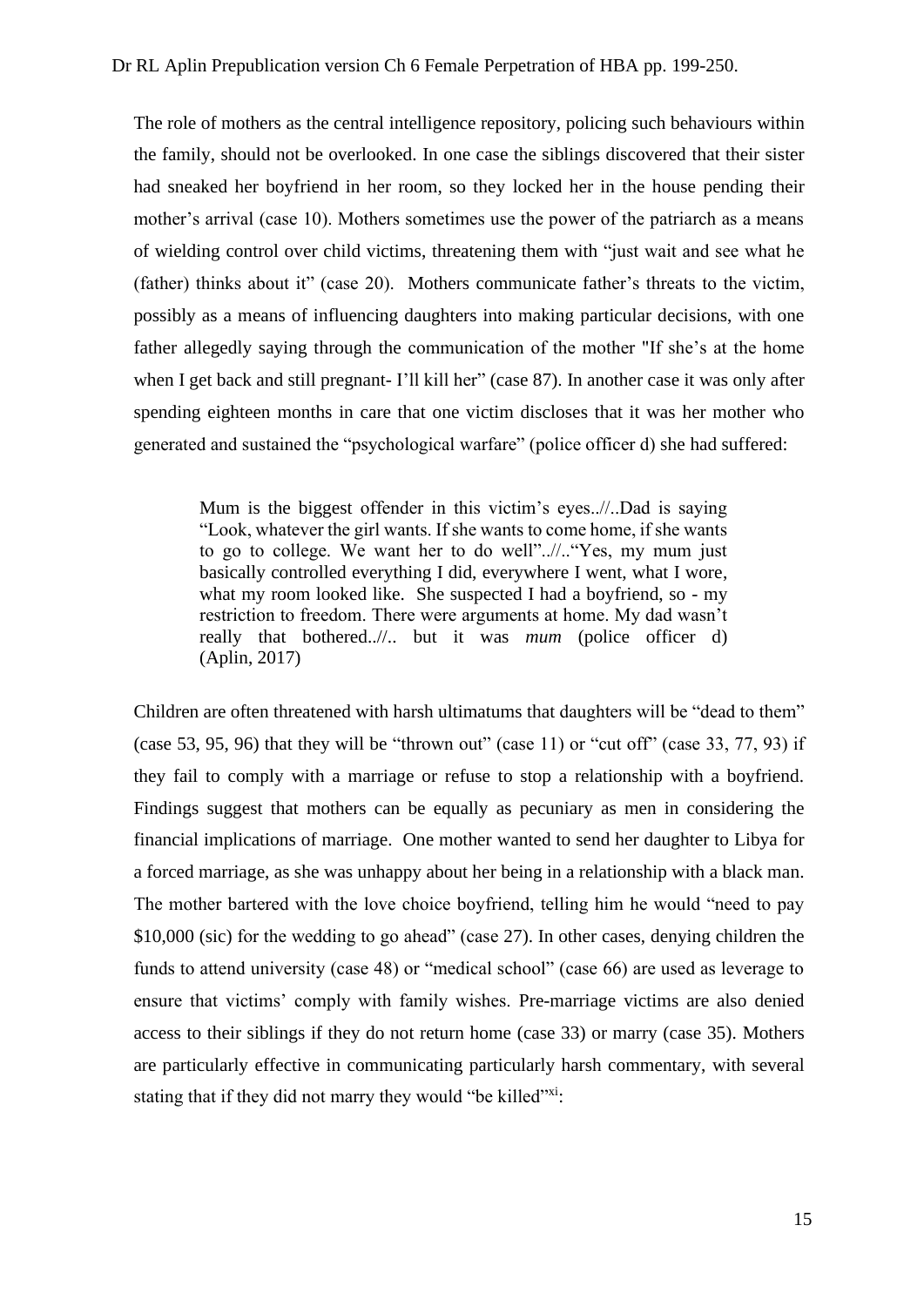The role of mothers as the central intelligence repository, policing such behaviours within the family, should not be overlooked. In one case the siblings discovered that their sister had sneaked her boyfriend in her room, so they locked her in the house pending their mother's arrival (case 10). Mothers sometimes use the power of the patriarch as a means of wielding control over child victims, threatening them with "just wait and see what he (father) thinks about it" (case 20). Mothers communicate father's threats to the victim, possibly as a means of influencing daughters into making particular decisions, with one father allegedly saying through the communication of the mother "If she's at the home when I get back and still pregnant- I'll kill her" (case 87). In another case it was only after spending eighteen months in care that one victim discloses that it was her mother who generated and sustained the "psychological warfare" (police officer d) she had suffered:

> Mum is the biggest offender in this victim's eyes..//..Dad is saying "Look, whatever the girl wants. If she wants to come home, if she wants to go to college. We want her to do well"..//..“Yes, my mum just basically controlled everything I did, everywhere I went, what I wore, what my room looked like. She suspected I had a boyfriend, so - my restriction to freedom. There were arguments at home. My dad wasn't really that bothered..//.. but it was *mum* (police officer d) (Aplin, 2017)

Children are often threatened with harsh ultimatums that daughters will be "dead to them" (case 53, 95, 96) that they will be "thrown out" (case 11) or "cut off" (case 33, 77, 93) if they fail to comply with a marriage or refuse to stop a relationship with a boyfriend. Findings suggest that mothers can be equally as pecuniary as men in considering the financial implications of marriage. One mother wanted to send her daughter to Libya for a forced marriage, as she was unhappy about her being in a relationship with a black man. The mother bartered with the love choice boyfriend, telling him he would "need to pay $10,000 (sic) for the wedding to go ahead" (case 27). In other cases, denying children the funds to attend university (case 48) or "medical school" (case 66) are used as leverage to ensure that victims' comply with family wishes. Pre-marriage victims are also denied access to their siblings if they do not return home (case 33) or marry (case 35). Mothers are particularly effective in communicating particularly harsh commentary, with several stating that if they did not marry they would "be killed"[xi]: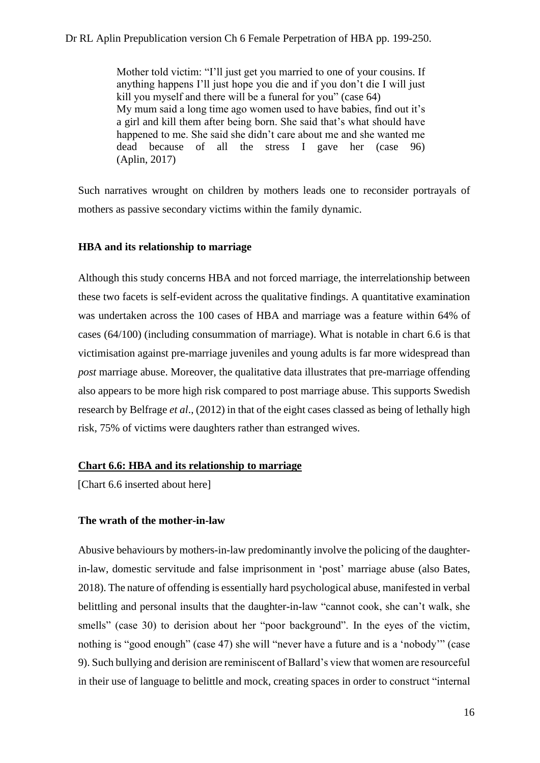> Mother told victim: "I'll just get you married to one of your cousins. If anything happens I'll just hope you die and if you don't die I will just kill you myself and there will be a funeral for you" (case 64)
> My mum said a long time ago women used to have babies, find out it's a girl and kill them after being born. She said that's what should have happened to me. She said she didn't care about me and she wanted me dead because of all the stress I gave her (case 96) (Aplin, 2017)

Such narratives wrought on children by mothers leads one to reconsider portrayals of mothers as passive secondary victims within the family dynamic.

### HBA and its relationship to marriage

Although this study concerns HBA and not forced marriage, the interrelationship between these two facets is self-evident across the qualitative findings. A quantitative examination was undertaken across the 100 cases of HBA and marriage was a feature within 64% of cases (64/100) (including consummation of marriage). What is notable in chart 6.6 is that victimisation against pre-marriage juveniles and young adults is far more widespread than *post* marriage abuse. Moreover, the qualitative data illustrates that pre-marriage offending also appears to be more high risk compared to post marriage abuse. This supports Swedish research by Belfrage *et al*., (2012) in that of the eight cases classed as being of lethally high risk, 75% of victims were daughters rather than estranged wives.

**Chart 6.6: HBA and its relationship to marriage**

[Chart 6.6 inserted about here]

### The wrath of the mother-in-law

Abusive behaviours by mothers-in-law predominantly involve the policing of the daughter-in-law, domestic servitude and false imprisonment in 'post' marriage abuse (also Bates, 2018). The nature of offending is essentially hard psychological abuse, manifested in verbal belittling and personal insults that the daughter-in-law "cannot cook, she can't walk, she smells" (case 30) to derision about her "poor background". In the eyes of the victim, nothing is "good enough" (case 47) she will "never have a future and is a 'nobody'" (case 9). Such bullying and derision are reminiscent of Ballard's view that women are resourceful in their use of language to belittle and mock, creating spaces in order to construct "internal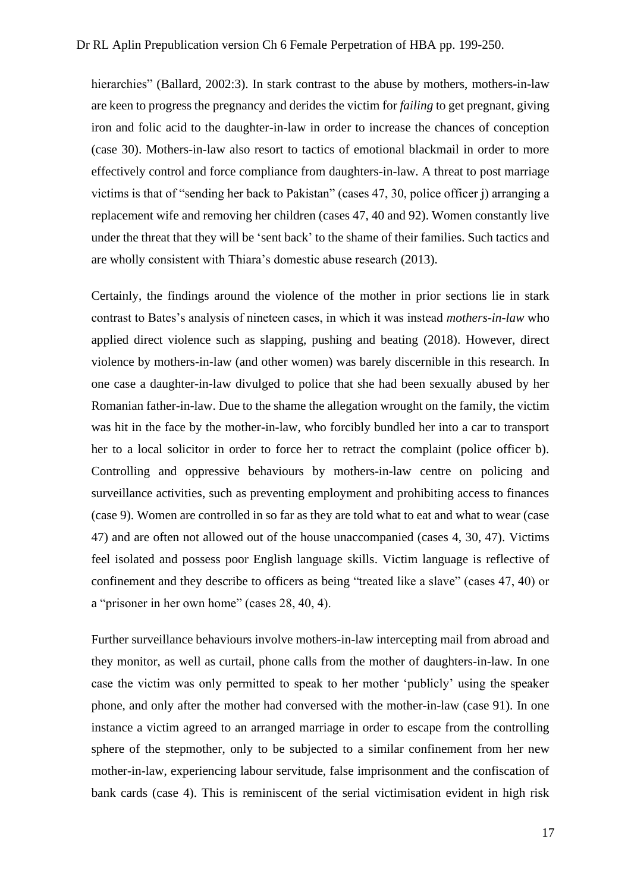hierarchies" (Ballard, 2002:3). In stark contrast to the abuse by mothers, mothers-in-law are keen to progress the pregnancy and derides the victim for *failing* to get pregnant, giving iron and folic acid to the daughter-in-law in order to increase the chances of conception (case 30). Mothers-in-law also resort to tactics of emotional blackmail in order to more effectively control and force compliance from daughters-in-law. A threat to post marriage victims is that of "sending her back to Pakistan" (cases 47, 30, police officer j) arranging a replacement wife and removing her children (cases 47, 40 and 92). Women constantly live under the threat that they will be 'sent back' to the shame of their families. Such tactics and are wholly consistent with Thiara's domestic abuse research (2013).

Certainly, the findings around the violence of the mother in prior sections lie in stark contrast to Bates's analysis of nineteen cases, in which it was instead *mothers-in-law* who applied direct violence such as slapping, pushing and beating (2018). However, direct violence by mothers-in-law (and other women) was barely discernible in this research. In one case a daughter-in-law divulged to police that she had been sexually abused by her Romanian father-in-law. Due to the shame the allegation wrought on the family, the victim was hit in the face by the mother-in-law, who forcibly bundled her into a car to transport her to a local solicitor in order to force her to retract the complaint (police officer b). Controlling and oppressive behaviours by mothers-in-law centre on policing and surveillance activities, such as preventing employment and prohibiting access to finances (case 9). Women are controlled in so far as they are told what to eat and what to wear (case 47) and are often not allowed out of the house unaccompanied (cases 4, 30, 47). Victims feel isolated and possess poor English language skills. Victim language is reflective of confinement and they describe to officers as being "treated like a slave" (cases 47, 40) or a "prisoner in her own home" (cases 28, 40, 4).

Further surveillance behaviours involve mothers-in-law intercepting mail from abroad and they monitor, as well as curtail, phone calls from the mother of daughters-in-law. In one case the victim was only permitted to speak to her mother 'publicly' using the speaker phone, and only after the mother had conversed with the mother-in-law (case 91). In one instance a victim agreed to an arranged marriage in order to escape from the controlling sphere of the stepmother, only to be subjected to a similar confinement from her new mother-in-law, experiencing labour servitude, false imprisonment and the confiscation of bank cards (case 4). This is reminiscent of the serial victimisation evident in high risk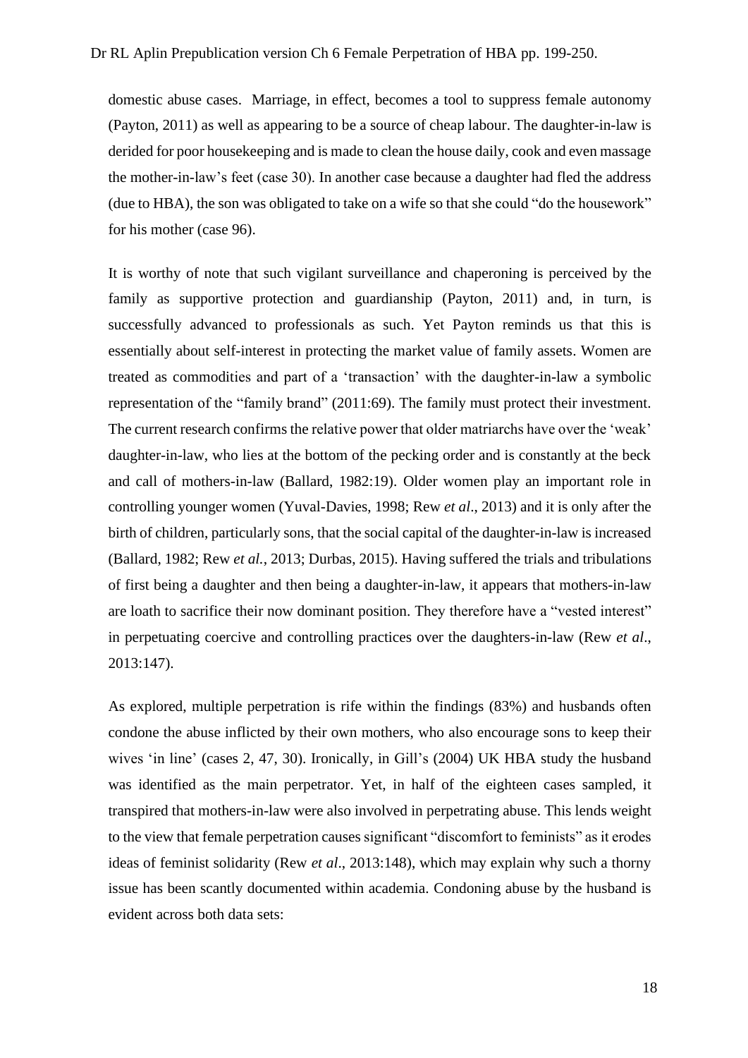domestic abuse cases. Marriage, in effect, becomes a tool to suppress female autonomy (Payton, 2011) as well as appearing to be a source of cheap labour. The daughter-in-law is derided for poor housekeeping and is made to clean the house daily, cook and even massage the mother-in-law's feet (case 30). In another case because a daughter had fled the address (due to HBA), the son was obligated to take on a wife so that she could "do the housework" for his mother (case 96).

It is worthy of note that such vigilant surveillance and chaperoning is perceived by the family as supportive protection and guardianship (Payton, 2011) and, in turn, is successfully advanced to professionals as such. Yet Payton reminds us that this is essentially about self-interest in protecting the market value of family assets. Women are treated as commodities and part of a 'transaction' with the daughter-in-law a symbolic representation of the "family brand" (2011:69). The family must protect their investment. The current research confirms the relative power that older matriarchs have over the 'weak' daughter-in-law, who lies at the bottom of the pecking order and is constantly at the beck and call of mothers-in-law (Ballard, 1982:19). Older women play an important role in controlling younger women (Yuval-Davies, 1998; Rew *et al*., 2013) and it is only after the birth of children, particularly sons, that the social capital of the daughter-in-law is increased (Ballard, 1982; Rew *et al.*, 2013; Durbas, 2015). Having suffered the trials and tribulations of first being a daughter and then being a daughter-in-law, it appears that mothers-in-law are loath to sacrifice their now dominant position. They therefore have a "vested interest" in perpetuating coercive and controlling practices over the daughters-in-law (Rew *et al*., 2013:147).

As explored, multiple perpetration is rife within the findings (83%) and husbands often condone the abuse inflicted by their own mothers, who also encourage sons to keep their wives 'in line' (cases 2, 47, 30). Ironically, in Gill's (2004) UK HBA study the husband was identified as the main perpetrator. Yet, in half of the eighteen cases sampled, it transpired that mothers-in-law were also involved in perpetrating abuse. This lends weight to the view that female perpetration causes significant "discomfort to feminists" as it erodes ideas of feminist solidarity (Rew *et al*., 2013:148), which may explain why such a thorny issue has been scantly documented within academia. Condoning abuse by the husband is evident across both data sets: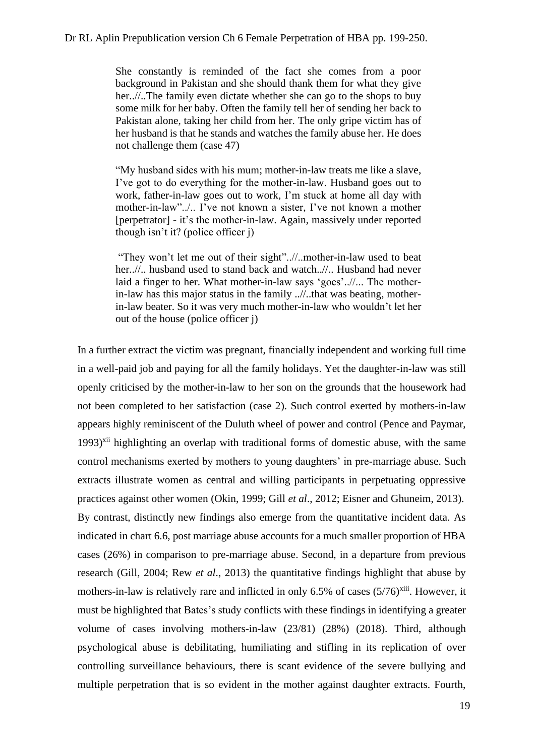> She constantly is reminded of the fact she comes from a poor background in Pakistan and she should thank them for what they give her..//..The family even dictate whether she can go to the shops to buy some milk for her baby. Often the family tell her of sending her back to Pakistan alone, taking her child from her. The only gripe victim has of her husband is that he stands and watches the family abuse her. He does not challenge them (case 47)

> "My husband sides with his mum; mother-in-law treats me like a slave, I've got to do everything for the mother-in-law. Husband goes out to work, father-in-law goes out to work, I'm stuck at home all day with mother-in-law"../.. I've not known a sister, I've not known a mother [perpetrator] - it's the mother-in-law. Again, massively under reported though isn't it? (police officer j)

> "They won't let me out of their sight"..//..mother-in-law used to beat her..//.. husband used to stand back and watch..//.. Husband had never laid a finger to her. What mother-in-law says 'goes'..//... The mother-in-law has this major status in the family ..//..that was beating, mother-in-law beater. So it was very much mother-in-law who wouldn't let her out of the house (police officer j)

In a further extract the victim was pregnant, financially independent and working full time in a well-paid job and paying for all the family holidays. Yet the daughter-in-law was still openly criticised by the mother-in-law to her son on the grounds that the housework had not been completed to her satisfaction (case 2). Such control exerted by mothers-in-law appears highly reminiscent of the Duluth wheel of power and control (Pence and Paymar, 1993)[xii] highlighting an overlap with traditional forms of domestic abuse, with the same control mechanisms exerted by mothers to young daughters' in pre-marriage abuse. Such extracts illustrate women as central and willing participants in perpetuating oppressive practices against other women (Okin, 1999; Gill *et al*., 2012; Eisner and Ghuneim, 2013). By contrast, distinctly new findings also emerge from the quantitative incident data. As indicated in chart 6.6, post marriage abuse accounts for a much smaller proportion of HBA cases (26%) in comparison to pre-marriage abuse. Second, in a departure from previous research (Gill, 2004; Rew *et al*., 2013) the quantitative findings highlight that abuse by mothers-in-law is relatively rare and inflicted in only 6.5% of cases (5/76)[xiii]. However, it must be highlighted that Bates's study conflicts with these findings in identifying a greater volume of cases involving mothers-in-law (23/81) (28%) (2018). Third, although psychological abuse is debilitating, humiliating and stifling in its replication of over controlling surveillance behaviours, there is scant evidence of the severe bullying and multiple perpetration that is so evident in the mother against daughter extracts. Fourth,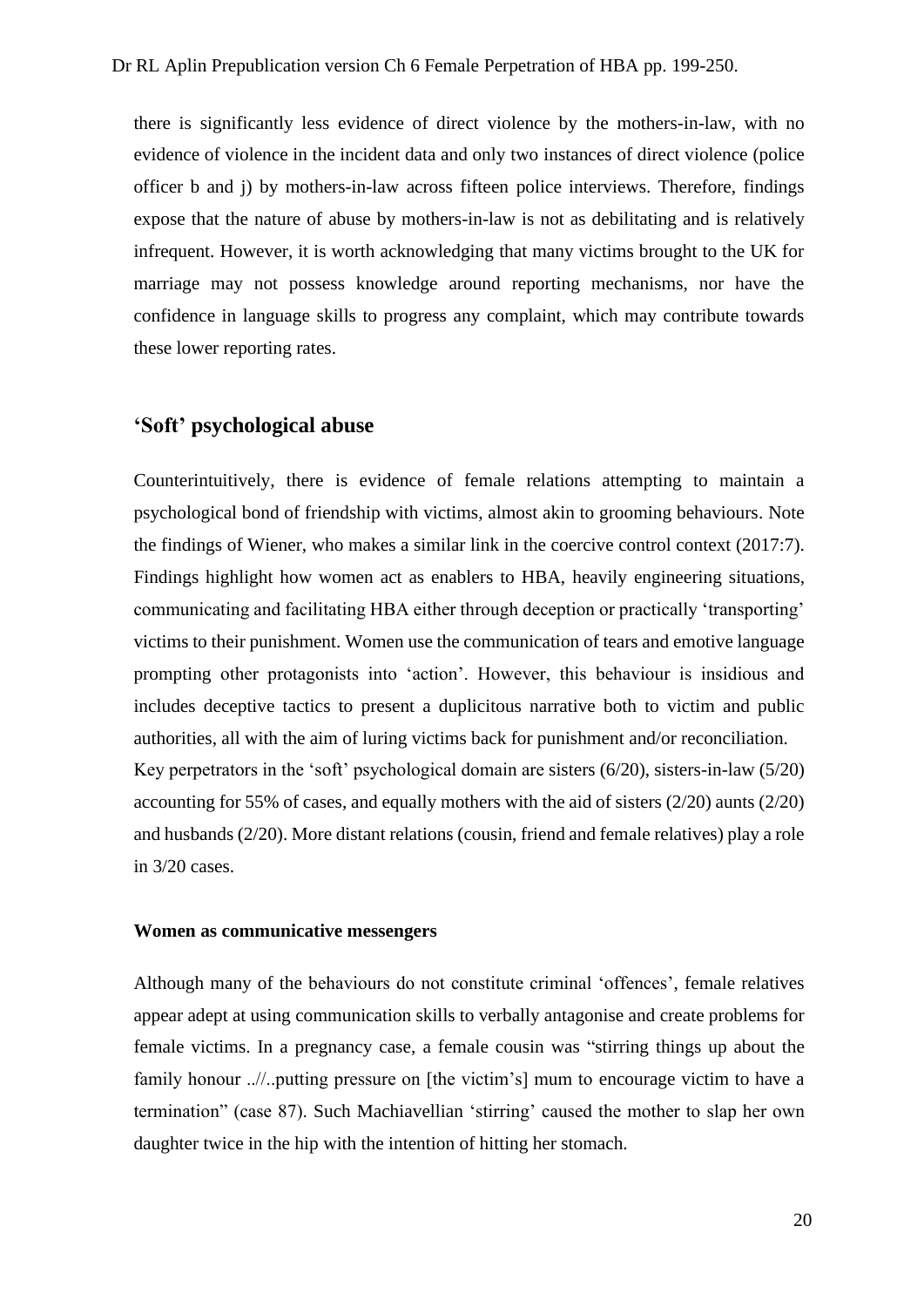there is significantly less evidence of direct violence by the mothers-in-law, with no evidence of violence in the incident data and only two instances of direct violence (police officer b and j) by mothers-in-law across fifteen police interviews. Therefore, findings expose that the nature of abuse by mothers-in-law is not as debilitating and is relatively infrequent. However, it is worth acknowledging that many victims brought to the UK for marriage may not possess knowledge around reporting mechanisms, nor have the confidence in language skills to progress any complaint, which may contribute towards these lower reporting rates.

## 'Soft' psychological abuse

Counterintuitively, there is evidence of female relations attempting to maintain a psychological bond of friendship with victims, almost akin to grooming behaviours. Note the findings of Wiener, who makes a similar link in the coercive control context (2017:7). Findings highlight how women act as enablers to HBA, heavily engineering situations, communicating and facilitating HBA either through deception or practically 'transporting' victims to their punishment. Women use the communication of tears and emotive language prompting other protagonists into 'action'. However, this behaviour is insidious and includes deceptive tactics to present a duplicitous narrative both to victim and public authorities, all with the aim of luring victims back for punishment and/or reconciliation.
Key perpetrators in the 'soft' psychological domain are sisters (6/20), sisters-in-law (5/20) accounting for 55% of cases, and equally mothers with the aid of sisters (2/20) aunts (2/20) and husbands (2/20). More distant relations (cousin, friend and female relatives) play a role in 3/20 cases.

### Women as communicative messengers

Although many of the behaviours do not constitute criminal 'offences', female relatives appear adept at using communication skills to verbally antagonise and create problems for female victims. In a pregnancy case, a female cousin was "stirring things up about the family honour ..//..putting pressure on [the victim's] mum to encourage victim to have a termination" (case 87). Such Machiavellian 'stirring' caused the mother to slap her own daughter twice in the hip with the intention of hitting her stomach.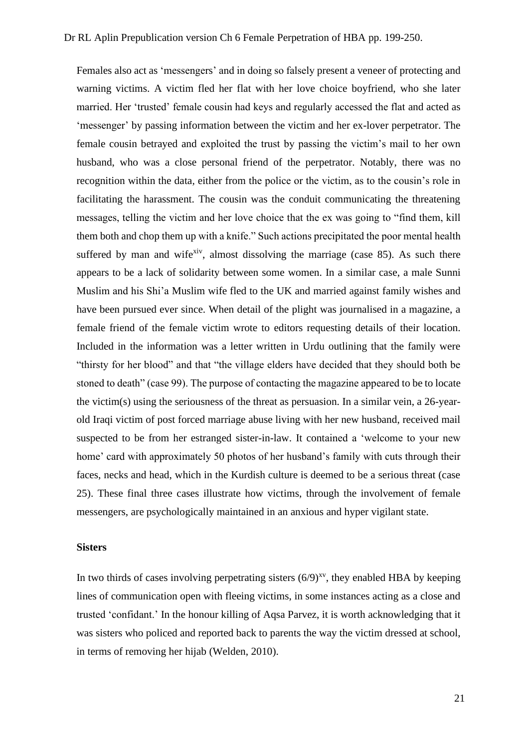Females also act as 'messengers' and in doing so falsely present a veneer of protecting and warning victims. A victim fled her flat with her love choice boyfriend, who she later married. Her 'trusted' female cousin had keys and regularly accessed the flat and acted as 'messenger' by passing information between the victim and her ex-lover perpetrator. The female cousin betrayed and exploited the trust by passing the victim's mail to her own husband, who was a close personal friend of the perpetrator. Notably, there was no recognition within the data, either from the police or the victim, as to the cousin's role in facilitating the harassment. The cousin was the conduit communicating the threatening messages, telling the victim and her love choice that the ex was going to "find them, kill them both and chop them up with a knife." Such actions precipitated the poor mental health suffered by man and wife[xiv], almost dissolving the marriage (case 85). As such there appears to be a lack of solidarity between some women. In a similar case, a male Sunni Muslim and his Shi'a Muslim wife fled to the UK and married against family wishes and have been pursued ever since. When detail of the plight was journalised in a magazine, a female friend of the female victim wrote to editors requesting details of their location. Included in the information was a letter written in Urdu outlining that the family were "thirsty for her blood" and that "the village elders have decided that they should both be stoned to death" (case 99). The purpose of contacting the magazine appeared to be to locate the victim(s) using the seriousness of the threat as persuasion. In a similar vein, a 26-year-old Iraqi victim of post forced marriage abuse living with her new husband, received mail suspected to be from her estranged sister-in-law. It contained a 'welcome to your new home' card with approximately 50 photos of her husband's family with cuts through their faces, necks and head, which in the Kurdish culture is deemed to be a serious threat (case 25). These final three cases illustrate how victims, through the involvement of female messengers, are psychologically maintained in an anxious and hyper vigilant state.

**Sisters**

In two thirds of cases involving perpetrating sisters (6/9)[xv], they enabled HBA by keeping lines of communication open with fleeing victims, in some instances acting as a close and trusted 'confidant.' In the honour killing of Aqsa Parvez, it is worth acknowledging that it was sisters who policed and reported back to parents the way the victim dressed at school, in terms of removing her hijab (Welden, 2010).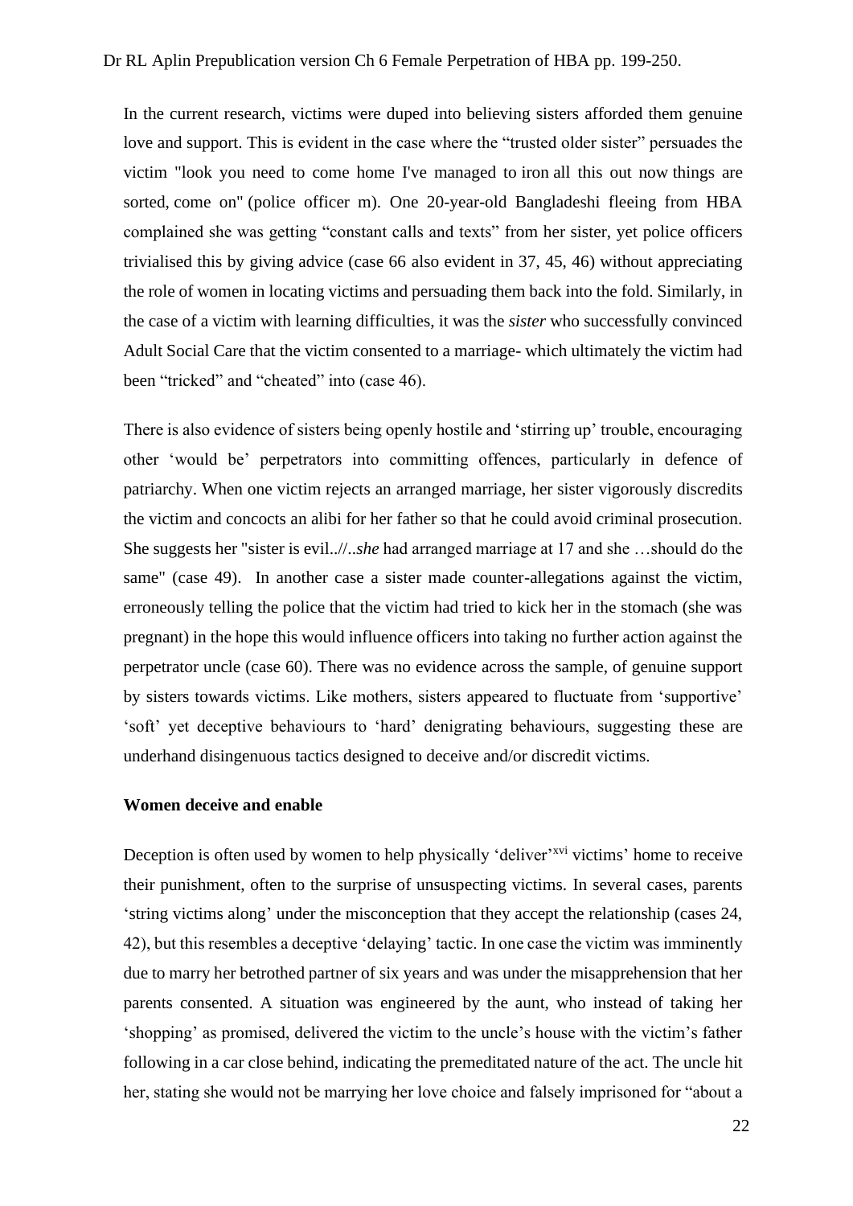In the current research, victims were duped into believing sisters afforded them genuine love and support. This is evident in the case where the "trusted older sister" persuades the victim "look you need to come home I've managed to iron all this out now things are sorted, come on" (police officer m). One 20-year-old Bangladeshi fleeing from HBA complained she was getting "constant calls and texts" from her sister, yet police officers trivialised this by giving advice (case 66 also evident in 37, 45, 46) without appreciating the role of women in locating victims and persuading them back into the fold. Similarly, in the case of a victim with learning difficulties, it was the *sister* who successfully convinced Adult Social Care that the victim consented to a marriage- which ultimately the victim had been "tricked" and "cheated" into (case 46).

There is also evidence of sisters being openly hostile and 'stirring up' trouble, encouraging other 'would be' perpetrators into committing offences, particularly in defence of patriarchy. When one victim rejects an arranged marriage, her sister vigorously discredits the victim and concocts an alibi for her father so that he could avoid criminal prosecution. She suggests her "sister is evil..//..*she* had arranged marriage at 17 and she …should do the same" (case 49). In another case a sister made counter-allegations against the victim, erroneously telling the police that the victim had tried to kick her in the stomach (she was pregnant) in the hope this would influence officers into taking no further action against the perpetrator uncle (case 60). There was no evidence across the sample, of genuine support by sisters towards victims. Like mothers, sisters appeared to fluctuate from 'supportive' 'soft' yet deceptive behaviours to 'hard' denigrating behaviours, suggesting these are underhand disingenuous tactics designed to deceive and/or discredit victims.

**Women deceive and enable**

Deception is often used by women to help physically 'deliver'[xvi] victims' home to receive their punishment, often to the surprise of unsuspecting victims. In several cases, parents 'string victims along' under the misconception that they accept the relationship (cases 24, 42), but this resembles a deceptive 'delaying' tactic. In one case the victim was imminently due to marry her betrothed partner of six years and was under the misapprehension that her parents consented. A situation was engineered by the aunt, who instead of taking her 'shopping' as promised, delivered the victim to the uncle's house with the victim's father following in a car close behind, indicating the premeditated nature of the act. The uncle hit her, stating she would not be marrying her love choice and falsely imprisoned for "about a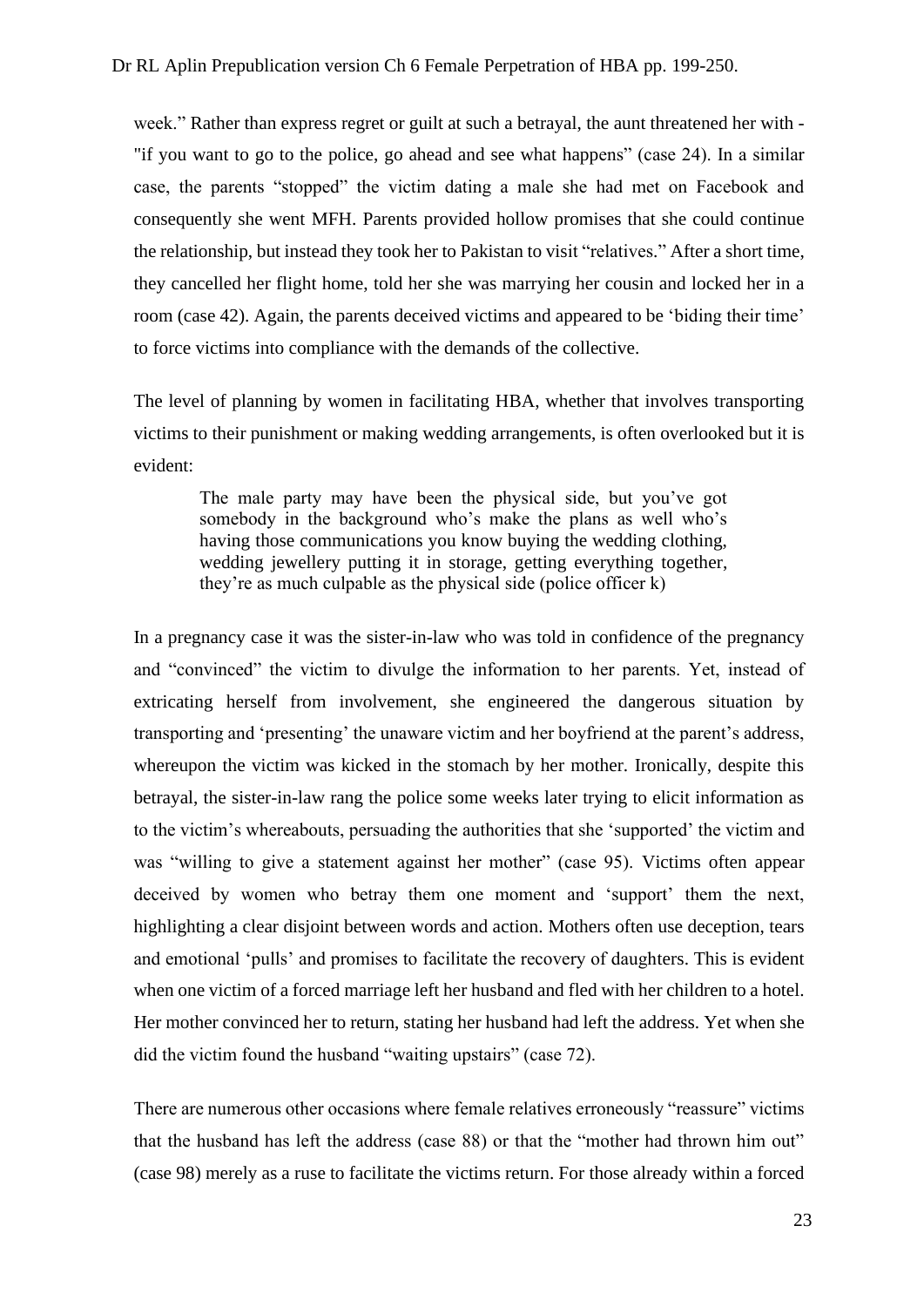week." Rather than express regret or guilt at such a betrayal, the aunt threatened her with - "if you want to go to the police, go ahead and see what happens" (case 24). In a similar case, the parents "stopped" the victim dating a male she had met on Facebook and consequently she went MFH. Parents provided hollow promises that she could continue the relationship, but instead they took her to Pakistan to visit "relatives." After a short time, they cancelled her flight home, told her she was marrying her cousin and locked her in a room (case 42). Again, the parents deceived victims and appeared to be 'biding their time' to force victims into compliance with the demands of the collective.

The level of planning by women in facilitating HBA, whether that involves transporting victims to their punishment or making wedding arrangements, is often overlooked but it is evident:

> The male party may have been the physical side, but you've got somebody in the background who's make the plans as well who's having those communications you know buying the wedding clothing, wedding jewellery putting it in storage, getting everything together, they're as much culpable as the physical side (police officer k)

In a pregnancy case it was the sister-in-law who was told in confidence of the pregnancy and "convinced" the victim to divulge the information to her parents. Yet, instead of extricating herself from involvement, she engineered the dangerous situation by transporting and 'presenting' the unaware victim and her boyfriend at the parent's address, whereupon the victim was kicked in the stomach by her mother. Ironically, despite this betrayal, the sister-in-law rang the police some weeks later trying to elicit information as to the victim's whereabouts, persuading the authorities that she 'supported' the victim and was "willing to give a statement against her mother" (case 95). Victims often appear deceived by women who betray them one moment and 'support' them the next, highlighting a clear disjoint between words and action. Mothers often use deception, tears and emotional 'pulls' and promises to facilitate the recovery of daughters. This is evident when one victim of a forced marriage left her husband and fled with her children to a hotel. Her mother convinced her to return, stating her husband had left the address. Yet when she did the victim found the husband "waiting upstairs" (case 72).

There are numerous other occasions where female relatives erroneously "reassure" victims that the husband has left the address (case 88) or that the "mother had thrown him out" (case 98) merely as a ruse to facilitate the victims return. For those already within a forced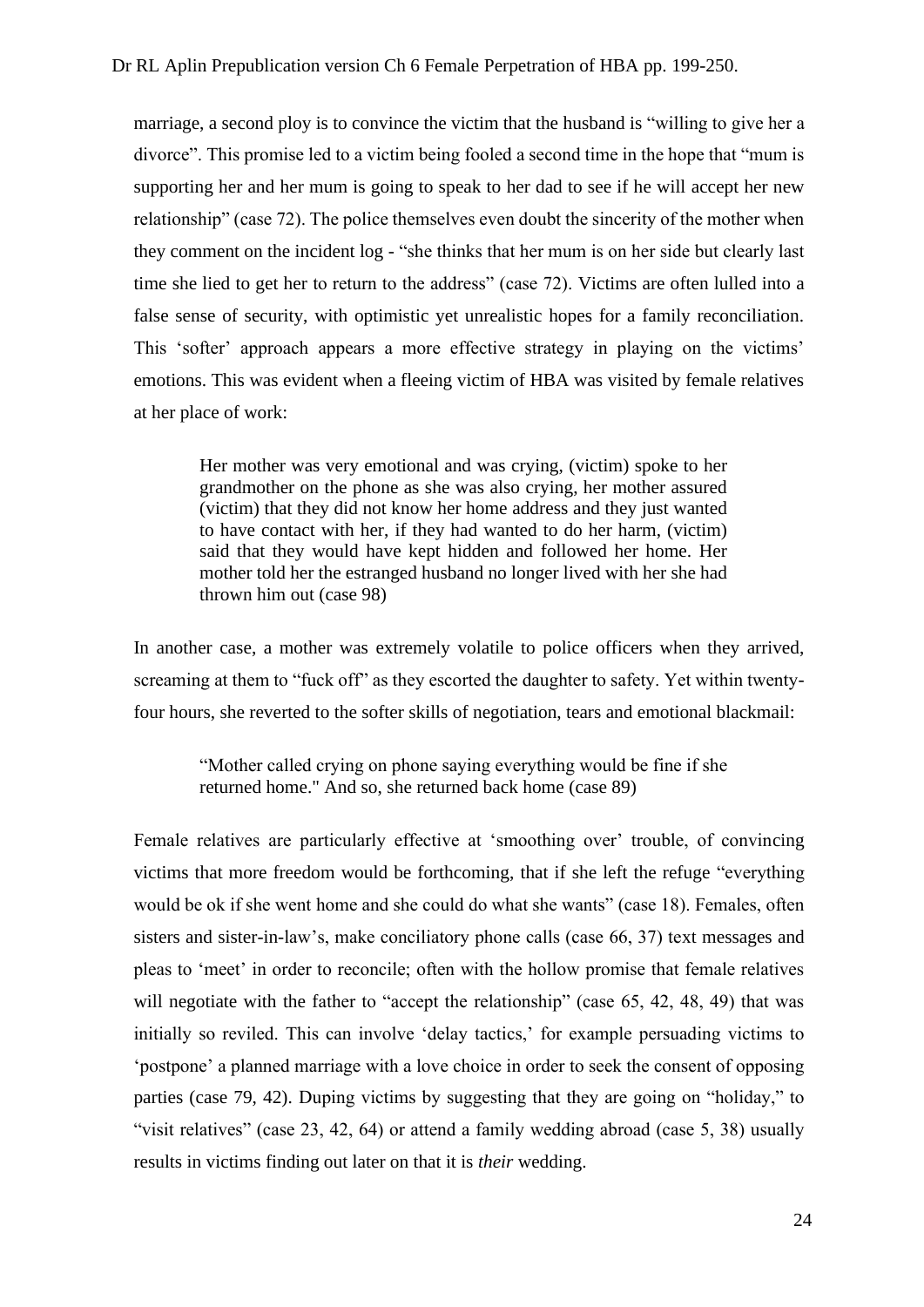marriage, a second ploy is to convince the victim that the husband is "willing to give her a divorce". This promise led to a victim being fooled a second time in the hope that "mum is supporting her and her mum is going to speak to her dad to see if he will accept her new relationship" (case 72). The police themselves even doubt the sincerity of the mother when they comment on the incident log - "she thinks that her mum is on her side but clearly last time she lied to get her to return to the address" (case 72). Victims are often lulled into a false sense of security, with optimistic yet unrealistic hopes for a family reconciliation. This 'softer' approach appears a more effective strategy in playing on the victims' emotions. This was evident when a fleeing victim of HBA was visited by female relatives at her place of work:

> Her mother was very emotional and was crying, (victim) spoke to her grandmother on the phone as she was also crying, her mother assured (victim) that they did not know her home address and they just wanted to have contact with her, if they had wanted to do her harm, (victim) said that they would have kept hidden and followed her home. Her mother told her the estranged husband no longer lived with her she had thrown him out (case 98)

In another case, a mother was extremely volatile to police officers when they arrived, screaming at them to "fuck off" as they escorted the daughter to safety. Yet within twenty-four hours, she reverted to the softer skills of negotiation, tears and emotional blackmail:

> "Mother called crying on phone saying everything would be fine if she returned home." And so, she returned back home (case 89)

Female relatives are particularly effective at 'smoothing over' trouble, of convincing victims that more freedom would be forthcoming, that if she left the refuge "everything would be ok if she went home and she could do what she wants" (case 18). Females, often sisters and sister-in-law's, make conciliatory phone calls (case 66, 37) text messages and pleas to 'meet' in order to reconcile; often with the hollow promise that female relatives will negotiate with the father to "accept the relationship" (case 65, 42, 48, 49) that was initially so reviled. This can involve 'delay tactics,' for example persuading victims to 'postpone' a planned marriage with a love choice in order to seek the consent of opposing parties (case 79, 42). Duping victims by suggesting that they are going on "holiday," to "visit relatives" (case 23, 42, 64) or attend a family wedding abroad (case 5, 38) usually results in victims finding out later on that it is *their* wedding.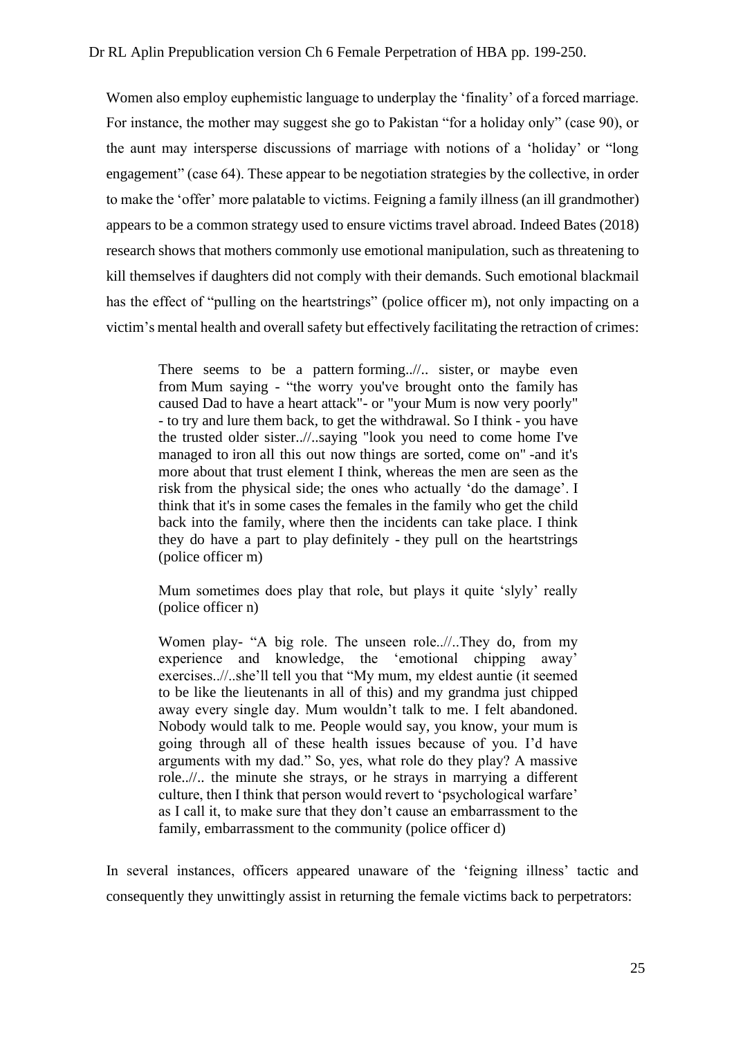Women also employ euphemistic language to underplay the 'finality' of a forced marriage. For instance, the mother may suggest she go to Pakistan "for a holiday only" (case 90), or the aunt may intersperse discussions of marriage with notions of a 'holiday' or "long engagement" (case 64). These appear to be negotiation strategies by the collective, in order to make the 'offer' more palatable to victims. Feigning a family illness (an ill grandmother) appears to be a common strategy used to ensure victims travel abroad. Indeed Bates (2018) research shows that mothers commonly use emotional manipulation, such as threatening to kill themselves if daughters did not comply with their demands. Such emotional blackmail has the effect of "pulling on the heartstrings" (police officer m), not only impacting on a victim's mental health and overall safety but effectively facilitating the retraction of crimes:

> There seems to be a pattern forming..//.. sister, or maybe even from Mum saying - "the worry you've brought onto the family has caused Dad to have a heart attack"- or "your Mum is now very poorly" - to try and lure them back, to get the withdrawal. So I think - you have the trusted older sister..//..saying "look you need to come home I've managed to iron all this out now things are sorted, come on" -and it's more about that trust element I think, whereas the men are seen as the risk from the physical side; the ones who actually 'do the damage'. I think that it's in some cases the females in the family who get the child back into the family, where then the incidents can take place. I think they do have a part to play definitely - they pull on the heartstrings (police officer m)

> Mum sometimes does play that role, but plays it quite 'slyly' really (police officer n)

> Women play- "A big role. The unseen role..//..They do, from my experience and knowledge, the 'emotional chipping away' exercises..//..she'll tell you that "My mum, my eldest auntie (it seemed to be like the lieutenants in all of this) and my grandma just chipped away every single day. Mum wouldn't talk to me. I felt abandoned. Nobody would talk to me. People would say, you know, your mum is going through all of these health issues because of you. I'd have arguments with my dad." So, yes, what role do they play? A massive role..//.. the minute she strays, or he strays in marrying a different culture, then I think that person would revert to 'psychological warfare' as I call it, to make sure that they don't cause an embarrassment to the family, embarrassment to the community (police officer d)

In several instances, officers appeared unaware of the 'feigning illness' tactic and consequently they unwittingly assist in returning the female victims back to perpetrators: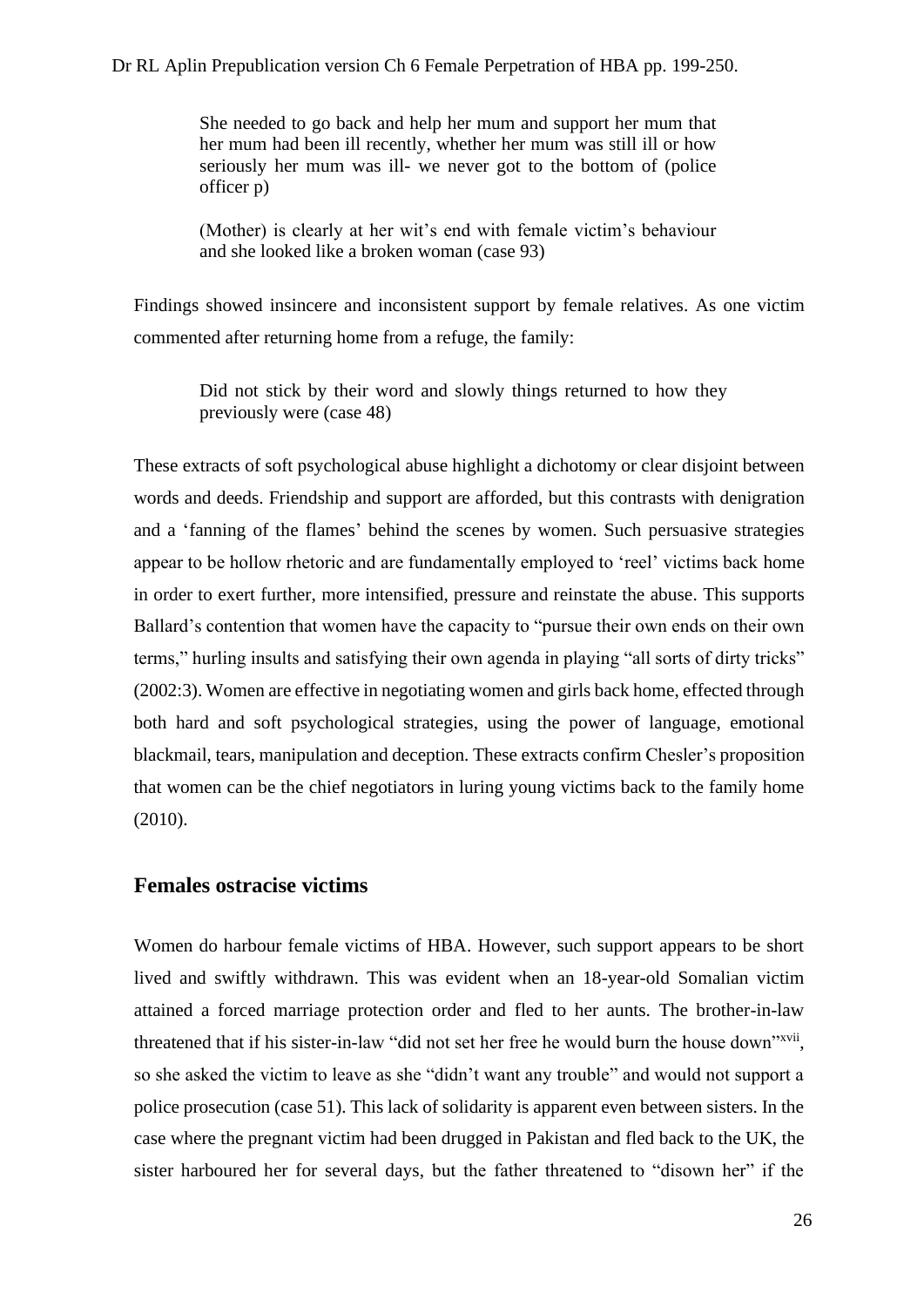> She needed to go back and help her mum and support her mum that her mum had been ill recently, whether her mum was still ill or how seriously her mum was ill- we never got to the bottom of (police officer p)

> (Mother) is clearly at her wit's end with female victim's behaviour and she looked like a broken woman (case 93)

Findings showed insincere and inconsistent support by female relatives. As one victim commented after returning home from a refuge, the family:

> Did not stick by their word and slowly things returned to how they previously were (case 48)

These extracts of soft psychological abuse highlight a dichotomy or clear disjoint between words and deeds. Friendship and support are afforded, but this contrasts with denigration and a 'fanning of the flames' behind the scenes by women. Such persuasive strategies appear to be hollow rhetoric and are fundamentally employed to 'reel' victims back home in order to exert further, more intensified, pressure and reinstate the abuse. This supports Ballard's contention that women have the capacity to "pursue their own ends on their own terms," hurling insults and satisfying their own agenda in playing "all sorts of dirty tricks" (2002:3). Women are effective in negotiating women and girls back home, effected through both hard and soft psychological strategies, using the power of language, emotional blackmail, tears, manipulation and deception. These extracts confirm Chesler's proposition that women can be the chief negotiators in luring young victims back to the family home (2010).

## Females ostracise victims

Women do harbour female victims of HBA. However, such support appears to be short lived and swiftly withdrawn. This was evident when an 18-year-old Somalian victim attained a forced marriage protection order and fled to her aunts. The brother-in-law threatened that if his sister-in-law "did not set her free he would burn the house down"[xvii], so she asked the victim to leave as she "didn't want any trouble" and would not support a police prosecution (case 51). This lack of solidarity is apparent even between sisters. In the case where the pregnant victim had been drugged in Pakistan and fled back to the UK, the sister harboured her for several days, but the father threatened to "disown her" if the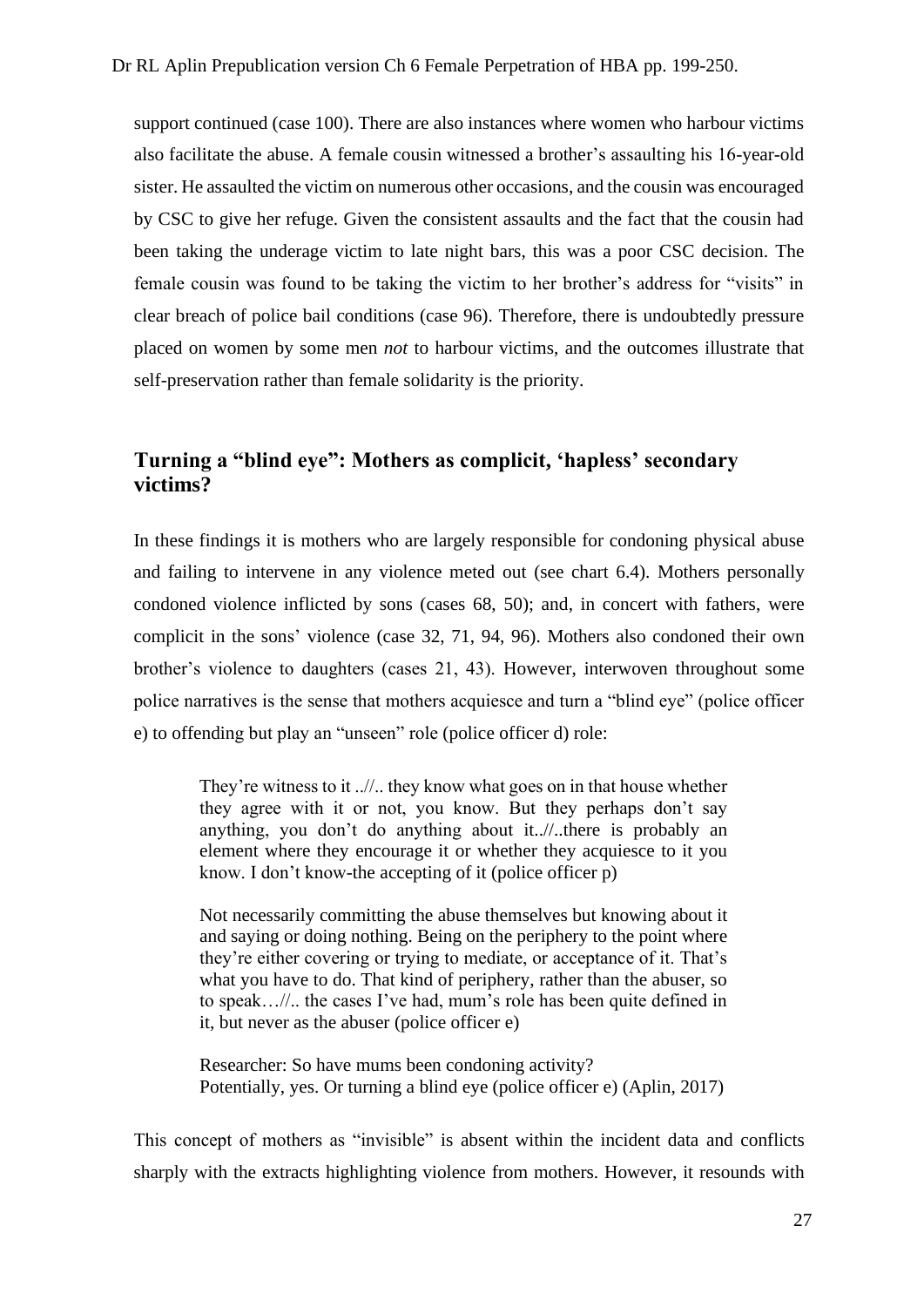support continued (case 100). There are also instances where women who harbour victims also facilitate the abuse. A female cousin witnessed a brother's assaulting his 16-year-old sister. He assaulted the victim on numerous other occasions, and the cousin was encouraged by CSC to give her refuge. Given the consistent assaults and the fact that the cousin had been taking the underage victim to late night bars, this was a poor CSC decision. The female cousin was found to be taking the victim to her brother's address for "visits" in clear breach of police bail conditions (case 96). Therefore, there is undoubtedly pressure placed on women by some men *not* to harbour victims, and the outcomes illustrate that self-preservation rather than female solidarity is the priority.

## Turning a "blind eye": Mothers as complicit, 'hapless' secondary victims?

In these findings it is mothers who are largely responsible for condoning physical abuse and failing to intervene in any violence meted out (see chart 6.4). Mothers personally condoned violence inflicted by sons (cases 68, 50); and, in concert with fathers, were complicit in the sons' violence (case 32, 71, 94, 96). Mothers also condoned their own brother's violence to daughters (cases 21, 43). However, interwoven throughout some police narratives is the sense that mothers acquiesce and turn a "blind eye" (police officer e) to offending but play an "unseen" role (police officer d) role:

> They're witness to it ..//.. they know what goes on in that house whether they agree with it or not, you know. But they perhaps don't say anything, you don't do anything about it..//..there is probably an element where they encourage it or whether they acquiesce to it you know. I don't know-the accepting of it (police officer p)
>
> Not necessarily committing the abuse themselves but knowing about it and saying or doing nothing. Being on the periphery to the point where they're either covering or trying to mediate, or acceptance of it. That's what you have to do. That kind of periphery, rather than the abuser, so to speak…//.. the cases I've had, mum's role has been quite defined in it, but never as the abuser (police officer e)
>
> Researcher: So have mums been condoning activity?
> Potentially, yes. Or turning a blind eye (police officer e) (Aplin, 2017)

This concept of mothers as "invisible" is absent within the incident data and conflicts sharply with the extracts highlighting violence from mothers. However, it resounds with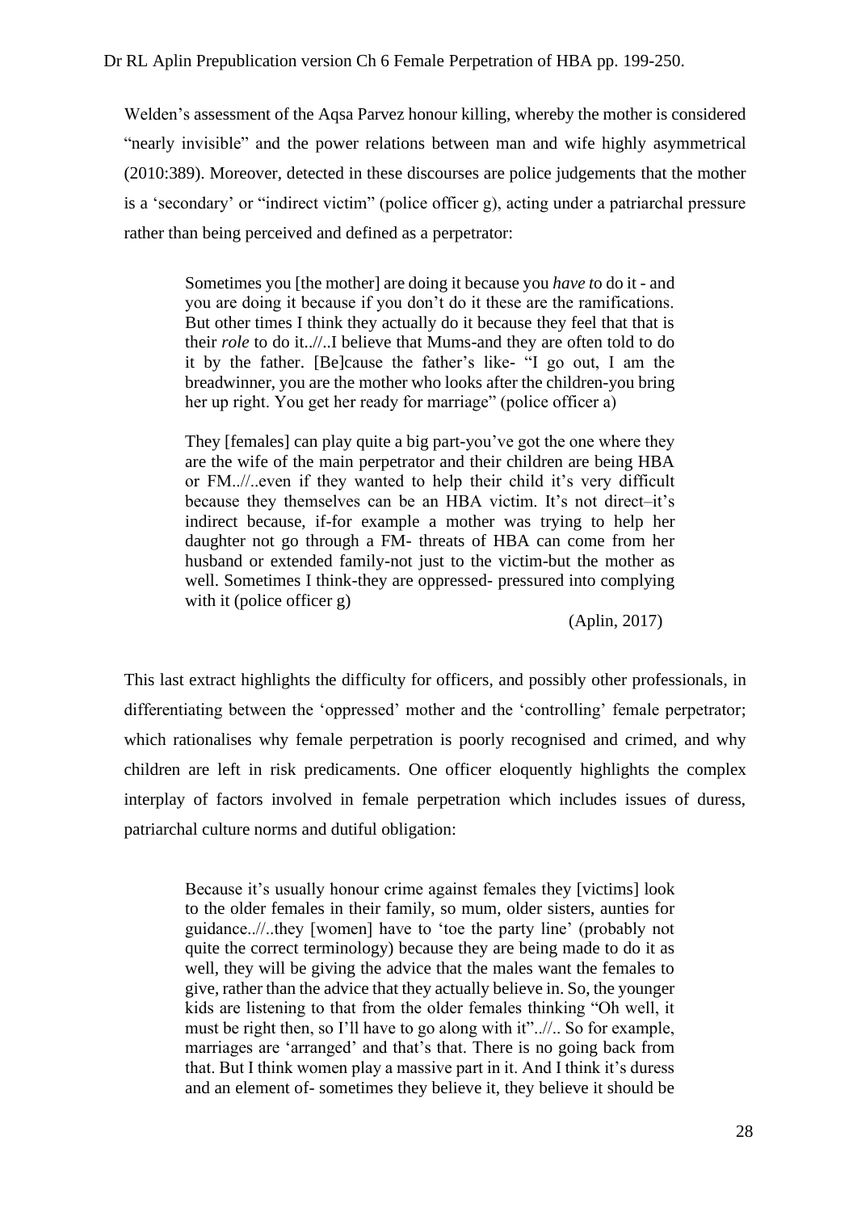Welden's assessment of the Aqsa Parvez honour killing, whereby the mother is considered "nearly invisible" and the power relations between man and wife highly asymmetrical (2010:389). Moreover, detected in these discourses are police judgements that the mother is a 'secondary' or "indirect victim" (police officer g), acting under a patriarchal pressure rather than being perceived and defined as a perpetrator:

> Sometimes you [the mother] are doing it because you *have to* do it - and you are doing it because if you don't do it these are the ramifications. But other times I think they actually do it because they feel that that is their *role* to do it..//..I believe that Mums-and they are often told to do it by the father. [Be]cause the father's like- "I go out, I am the breadwinner, you are the mother who looks after the children-you bring her up right. You get her ready for marriage" (police officer a)
>
> They [females] can play quite a big part-you've got the one where they are the wife of the main perpetrator and their children are being HBA or FM..//..even if they wanted to help their child it's very difficult because they themselves can be an HBA victim. It's not direct–it's indirect because, if-for example a mother was trying to help her daughter not go through a FM- threats of HBA can come from her husband or extended family-not just to the victim-but the mother as well. Sometimes I think-they are oppressed- pressured into complying with it (police officer g)
>
> (Aplin, 2017)

This last extract highlights the difficulty for officers, and possibly other professionals, in differentiating between the 'oppressed' mother and the 'controlling' female perpetrator; which rationalises why female perpetration is poorly recognised and crimed, and why children are left in risk predicaments. One officer eloquently highlights the complex interplay of factors involved in female perpetration which includes issues of duress, patriarchal culture norms and dutiful obligation:

> Because it's usually honour crime against females they [victims] look to the older females in their family, so mum, older sisters, aunties for guidance..//..they [women] have to 'toe the party line' (probably not quite the correct terminology) because they are being made to do it as well, they will be giving the advice that the males want the females to give, rather than the advice that they actually believe in. So, the younger kids are listening to that from the older females thinking "Oh well, it must be right then, so I'll have to go along with it"..//.. So for example, marriages are 'arranged' and that's that. There is no going back from that. But I think women play a massive part in it. And I think it's duress and an element of- sometimes they believe it, they believe it should be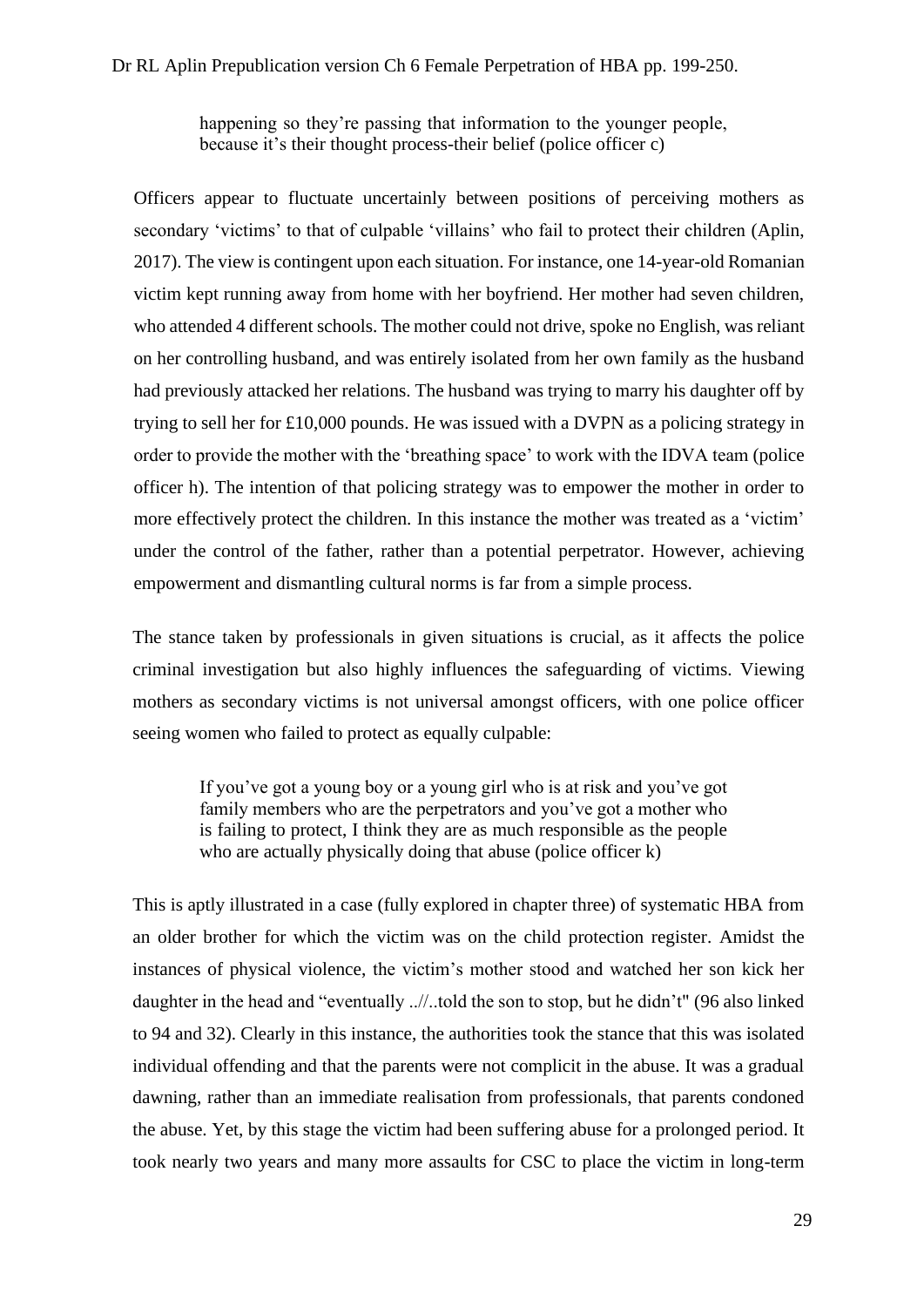> happening so they're passing that information to the younger people, because it's their thought process-their belief (police officer c)

Officers appear to fluctuate uncertainly between positions of perceiving mothers as secondary 'victims' to that of culpable 'villains' who fail to protect their children (Aplin, 2017). The view is contingent upon each situation. For instance, one 14-year-old Romanian victim kept running away from home with her boyfriend. Her mother had seven children, who attended 4 different schools. The mother could not drive, spoke no English, was reliant on her controlling husband, and was entirely isolated from her own family as the husband had previously attacked her relations. The husband was trying to marry his daughter off by trying to sell her for £10,000 pounds. He was issued with a DVPN as a policing strategy in order to provide the mother with the 'breathing space' to work with the IDVA team (police officer h). The intention of that policing strategy was to empower the mother in order to more effectively protect the children. In this instance the mother was treated as a 'victim' under the control of the father, rather than a potential perpetrator. However, achieving empowerment and dismantling cultural norms is far from a simple process.

The stance taken by professionals in given situations is crucial, as it affects the police criminal investigation but also highly influences the safeguarding of victims. Viewing mothers as secondary victims is not universal amongst officers, with one police officer seeing women who failed to protect as equally culpable:

> If you've got a young boy or a young girl who is at risk and you've got family members who are the perpetrators and you've got a mother who is failing to protect, I think they are as much responsible as the people who are actually physically doing that abuse (police officer k)

This is aptly illustrated in a case (fully explored in chapter three) of systematic HBA from an older brother for which the victim was on the child protection register. Amidst the instances of physical violence, the victim's mother stood and watched her son kick her daughter in the head and "eventually ..//..told the son to stop, but he didn't" (96 also linked to 94 and 32). Clearly in this instance, the authorities took the stance that this was isolated individual offending and that the parents were not complicit in the abuse. It was a gradual dawning, rather than an immediate realisation from professionals, that parents condoned the abuse. Yet, by this stage the victim had been suffering abuse for a prolonged period. It took nearly two years and many more assaults for CSC to place the victim in long-term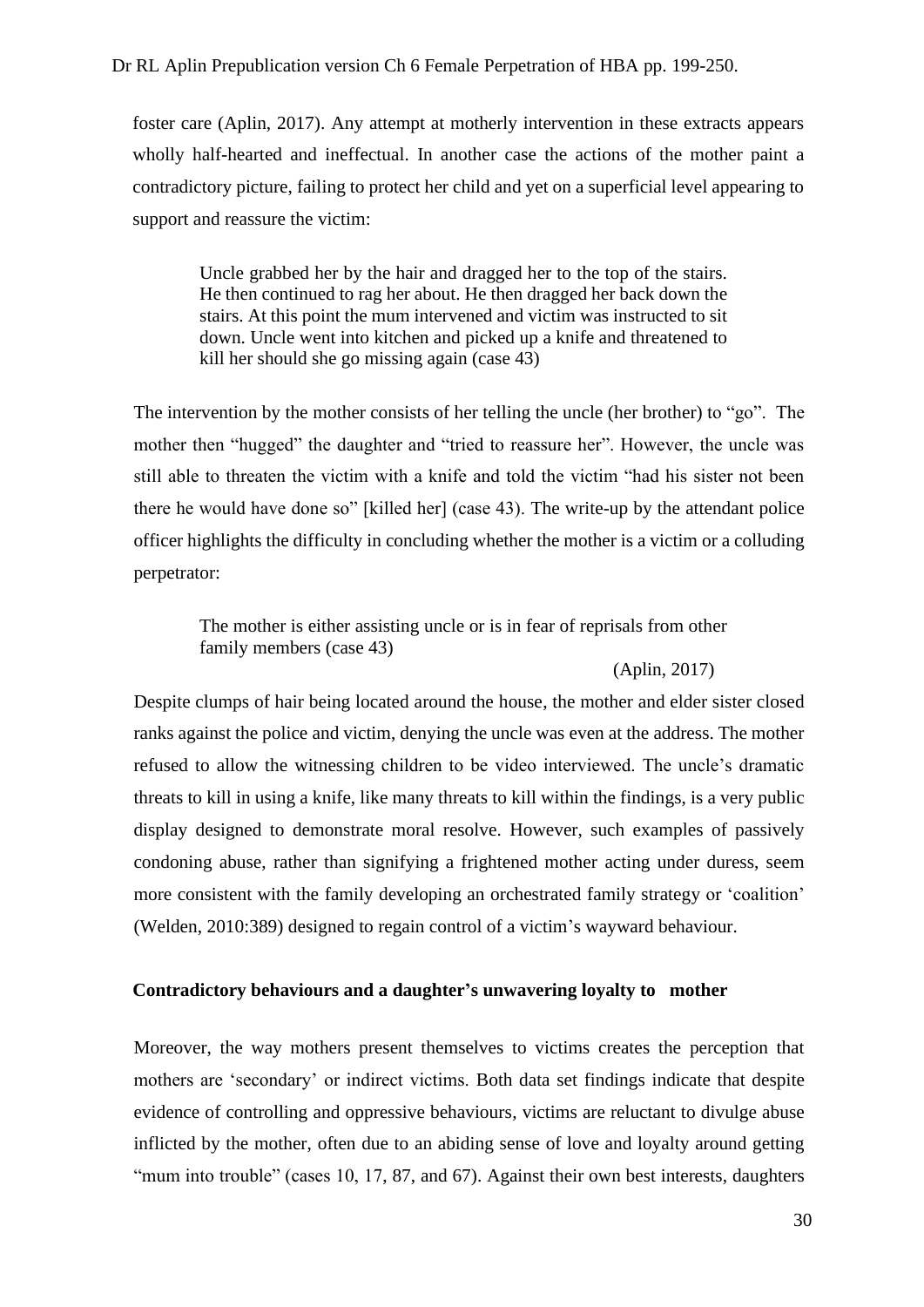foster care (Aplin, 2017). Any attempt at motherly intervention in these extracts appears wholly half-hearted and ineffectual. In another case the actions of the mother paint a contradictory picture, failing to protect her child and yet on a superficial level appearing to support and reassure the victim:

> Uncle grabbed her by the hair and dragged her to the top of the stairs. He then continued to rag her about. He then dragged her back down the stairs. At this point the mum intervened and victim was instructed to sit down. Uncle went into kitchen and picked up a knife and threatened to kill her should she go missing again (case 43)

The intervention by the mother consists of her telling the uncle (her brother) to "go". The mother then "hugged" the daughter and "tried to reassure her". However, the uncle was still able to threaten the victim with a knife and told the victim "had his sister not been there he would have done so" [killed her] (case 43). The write-up by the attendant police officer highlights the difficulty in concluding whether the mother is a victim or a colluding perpetrator:

> The mother is either assisting uncle or is in fear of reprisals from other family members (case 43)
>
> (Aplin, 2017)

Despite clumps of hair being located around the house, the mother and elder sister closed ranks against the police and victim, denying the uncle was even at the address. The mother refused to allow the witnessing children to be video interviewed. The uncle's dramatic threats to kill in using a knife, like many threats to kill within the findings, is a very public display designed to demonstrate moral resolve. However, such examples of passively condoning abuse, rather than signifying a frightened mother acting under duress, seem more consistent with the family developing an orchestrated family strategy or 'coalition' (Welden, 2010:389) designed to regain control of a victim's wayward behaviour.

**Contradictory behaviours and a daughter's unwavering loyalty to mother**

Moreover, the way mothers present themselves to victims creates the perception that mothers are 'secondary' or indirect victims. Both data set findings indicate that despite evidence of controlling and oppressive behaviours, victims are reluctant to divulge abuse inflicted by the mother, often due to an abiding sense of love and loyalty around getting "mum into trouble" (cases 10, 17, 87, and 67). Against their own best interests, daughters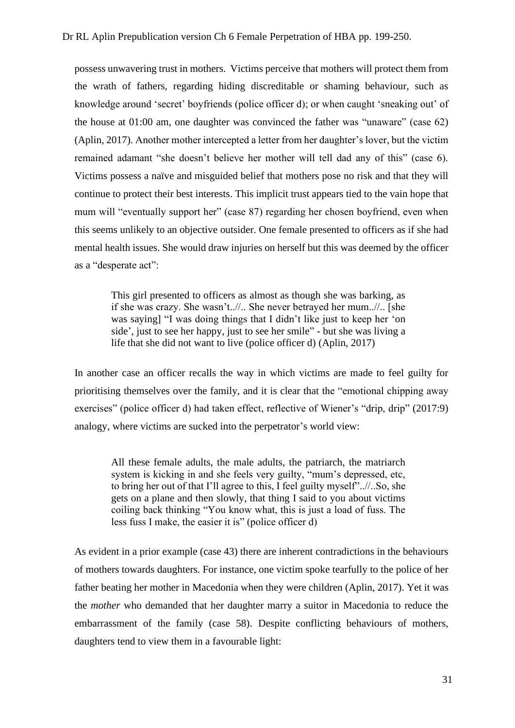possess unwavering trust in mothers. Victims perceive that mothers will protect them from the wrath of fathers, regarding hiding discreditable or shaming behaviour, such as knowledge around 'secret' boyfriends (police officer d); or when caught 'sneaking out' of the house at 01:00 am, one daughter was convinced the father was "unaware" (case 62) (Aplin, 2017). Another mother intercepted a letter from her daughter's lover, but the victim remained adamant "she doesn't believe her mother will tell dad any of this" (case 6). Victims possess a naïve and misguided belief that mothers pose no risk and that they will continue to protect their best interests. This implicit trust appears tied to the vain hope that mum will "eventually support her" (case 87) regarding her chosen boyfriend, even when this seems unlikely to an objective outsider. One female presented to officers as if she had mental health issues. She would draw injuries on herself but this was deemed by the officer as a "desperate act":

> This girl presented to officers as almost as though she was barking, as if she was crazy. She wasn't..//.. She never betrayed her mum..//.. [she was saying] "I was doing things that I didn't like just to keep her 'on side', just to see her happy, just to see her smile" - but she was living a life that she did not want to live (police officer d) (Aplin, 2017)

In another case an officer recalls the way in which victims are made to feel guilty for prioritising themselves over the family, and it is clear that the "emotional chipping away exercises" (police officer d) had taken effect, reflective of Wiener's "drip, drip" (2017:9) analogy, where victims are sucked into the perpetrator's world view:

> All these female adults, the male adults, the patriarch, the matriarch system is kicking in and she feels very guilty, "mum's depressed, etc, to bring her out of that I'll agree to this, I feel guilty myself"..//..So, she gets on a plane and then slowly, that thing I said to you about victims coiling back thinking "You know what, this is just a load of fuss. The less fuss I make, the easier it is" (police officer d)

As evident in a prior example (case 43) there are inherent contradictions in the behaviours of mothers towards daughters. For instance, one victim spoke tearfully to the police of her father beating her mother in Macedonia when they were children (Aplin, 2017). Yet it was the *mother* who demanded that her daughter marry a suitor in Macedonia to reduce the embarrassment of the family (case 58). Despite conflicting behaviours of mothers, daughters tend to view them in a favourable light: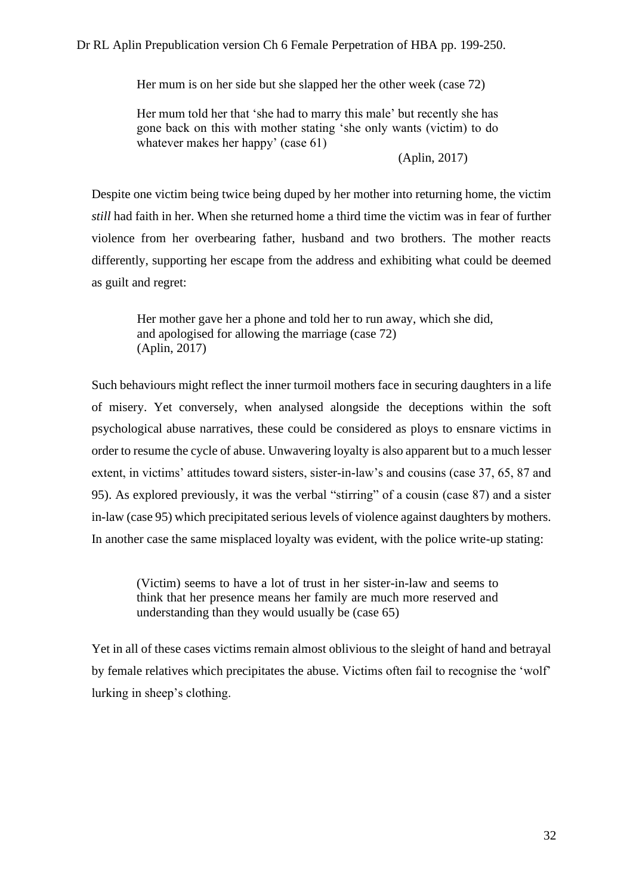> Her mum is on her side but she slapped her the other week (case 72)
>
> Her mum told her that 'she had to marry this male' but recently she has gone back on this with mother stating 'she only wants (victim) to do whatever makes her happy' (case 61)
>
> (Aplin, 2017)

Despite one victim being twice being duped by her mother into returning home, the victim *still* had faith in her. When she returned home a third time the victim was in fear of further violence from her overbearing father, husband and two brothers. The mother reacts differently, supporting her escape from the address and exhibiting what could be deemed as guilt and regret:

> Her mother gave her a phone and told her to run away, which she did, and apologised for allowing the marriage (case 72)
> (Aplin, 2017)

Such behaviours might reflect the inner turmoil mothers face in securing daughters in a life of misery. Yet conversely, when analysed alongside the deceptions within the soft psychological abuse narratives, these could be considered as ploys to ensnare victims in order to resume the cycle of abuse. Unwavering loyalty is also apparent but to a much lesser extent, in victims' attitudes toward sisters, sister-in-law's and cousins (case 37, 65, 87 and 95). As explored previously, it was the verbal "stirring" of a cousin (case 87) and a sister in-law (case 95) which precipitated serious levels of violence against daughters by mothers. In another case the same misplaced loyalty was evident, with the police write-up stating:

> (Victim) seems to have a lot of trust in her sister-in-law and seems to think that her presence means her family are much more reserved and understanding than they would usually be (case 65)

Yet in all of these cases victims remain almost oblivious to the sleight of hand and betrayal by female relatives which precipitates the abuse. Victims often fail to recognise the 'wolf' lurking in sheep's clothing.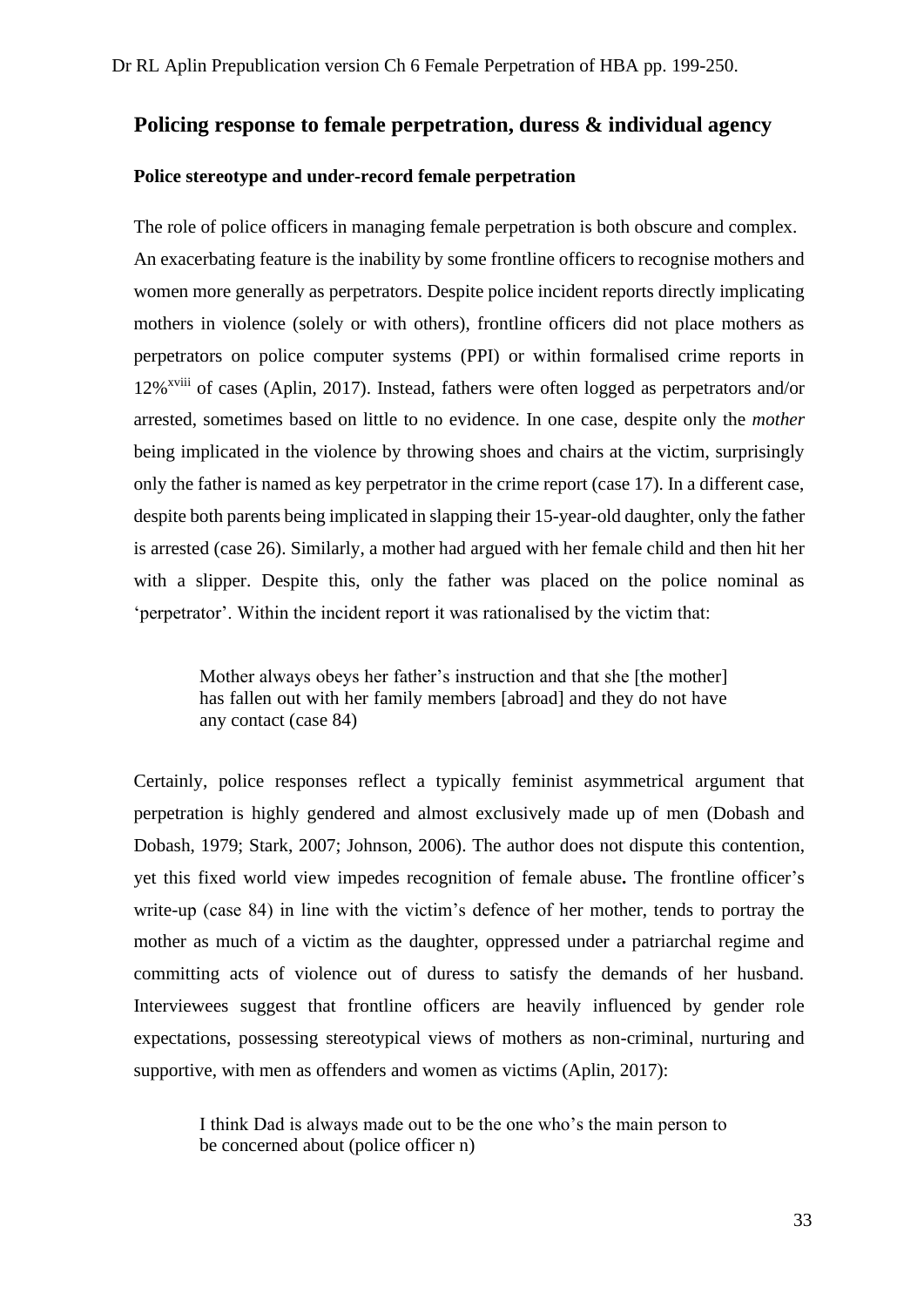## Policing response to female perpetration, duress & individual agency

### Police stereotype and under-record female perpetration

The role of police officers in managing female perpetration is both obscure and complex. An exacerbating feature is the inability by some frontline officers to recognise mothers and women more generally as perpetrators. Despite police incident reports directly implicating mothers in violence (solely or with others), frontline officers did not place mothers as perpetrators on police computer systems (PPI) or within formalised crime reports in 12%[xviii] of cases (Aplin, 2017). Instead, fathers were often logged as perpetrators and/or arrested, sometimes based on little to no evidence. In one case, despite only the *mother* being implicated in the violence by throwing shoes and chairs at the victim, surprisingly only the father is named as key perpetrator in the crime report (case 17). In a different case, despite both parents being implicated in slapping their 15-year-old daughter, only the father is arrested (case 26). Similarly, a mother had argued with her female child and then hit her with a slipper. Despite this, only the father was placed on the police nominal as 'perpetrator'. Within the incident report it was rationalised by the victim that:

> Mother always obeys her father's instruction and that she [the mother] has fallen out with her family members [abroad] and they do not have any contact (case 84)

Certainly, police responses reflect a typically feminist asymmetrical argument that perpetration is highly gendered and almost exclusively made up of men (Dobash and Dobash, 1979; Stark, 2007; Johnson, 2006). The author does not dispute this contention, yet this fixed world view impedes recognition of female abuse**.** The frontline officer's write-up (case 84) in line with the victim's defence of her mother, tends to portray the mother as much of a victim as the daughter, oppressed under a patriarchal regime and committing acts of violence out of duress to satisfy the demands of her husband. Interviewees suggest that frontline officers are heavily influenced by gender role expectations, possessing stereotypical views of mothers as non-criminal, nurturing and supportive, with men as offenders and women as victims (Aplin, 2017):

> I think Dad is always made out to be the one who's the main person to be concerned about (police officer n)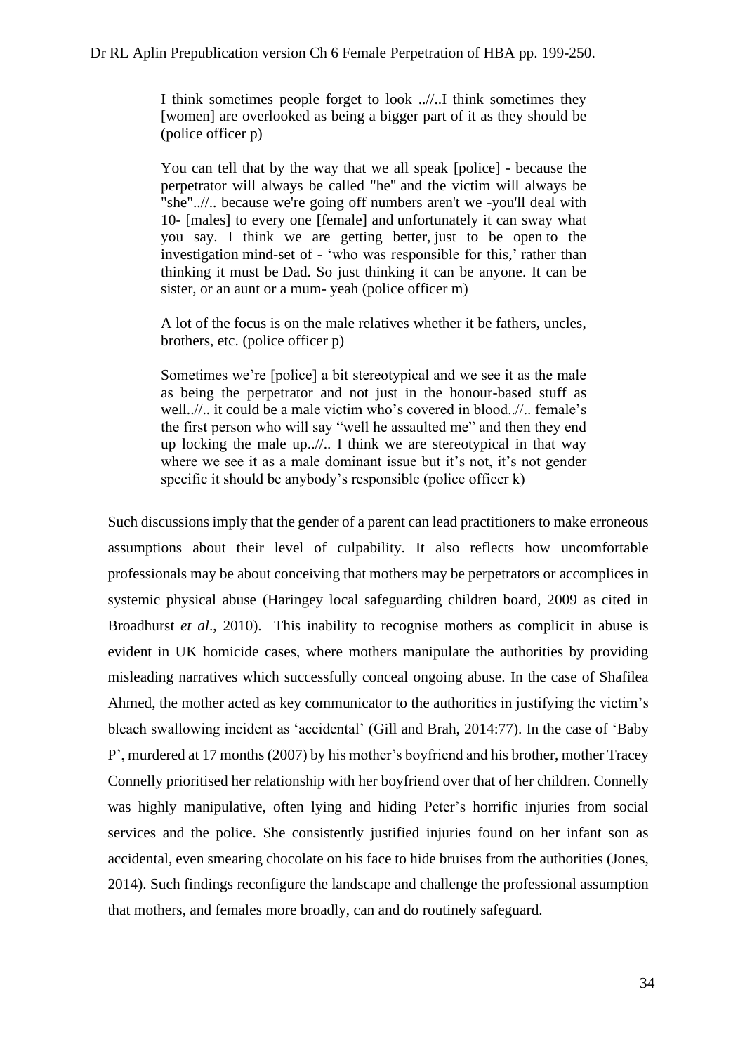> I think sometimes people forget to look ..//..I think sometimes they [women] are overlooked as being a bigger part of it as they should be (police officer p)

> You can tell that by the way that we all speak [police] - because the perpetrator will always be called "he" and the victim will always be "she"..//.. because we're going off numbers aren't we -you'll deal with 10- [males] to every one [female] and unfortunately it can sway what you say. I think we are getting better, just to be open to the investigation mind-set of - 'who was responsible for this,' rather than thinking it must be Dad. So just thinking it can be anyone. It can be sister, or an aunt or a mum- yeah (police officer m)

> A lot of the focus is on the male relatives whether it be fathers, uncles, brothers, etc. (police officer p)

> Sometimes we're [police] a bit stereotypical and we see it as the male as being the perpetrator and not just in the honour-based stuff as well..//.. it could be a male victim who's covered in blood..//.. female's the first person who will say "well he assaulted me" and then they end up locking the male up..//.. I think we are stereotypical in that way where we see it as a male dominant issue but it's not, it's not gender specific it should be anybody's responsible (police officer k)

Such discussions imply that the gender of a parent can lead practitioners to make erroneous assumptions about their level of culpability. It also reflects how uncomfortable professionals may be about conceiving that mothers may be perpetrators or accomplices in systemic physical abuse (Haringey local safeguarding children board, 2009 as cited in Broadhurst *et al*., 2010). This inability to recognise mothers as complicit in abuse is evident in UK homicide cases, where mothers manipulate the authorities by providing misleading narratives which successfully conceal ongoing abuse. In the case of Shafilea Ahmed, the mother acted as key communicator to the authorities in justifying the victim's bleach swallowing incident as 'accidental' (Gill and Brah, 2014:77). In the case of 'Baby P', murdered at 17 months (2007) by his mother's boyfriend and his brother, mother Tracey Connelly prioritised her relationship with her boyfriend over that of her children. Connelly was highly manipulative, often lying and hiding Peter's horrific injuries from social services and the police. She consistently justified injuries found on her infant son as accidental, even smearing chocolate on his face to hide bruises from the authorities (Jones, 2014). Such findings reconfigure the landscape and challenge the professional assumption that mothers, and females more broadly, can and do routinely safeguard.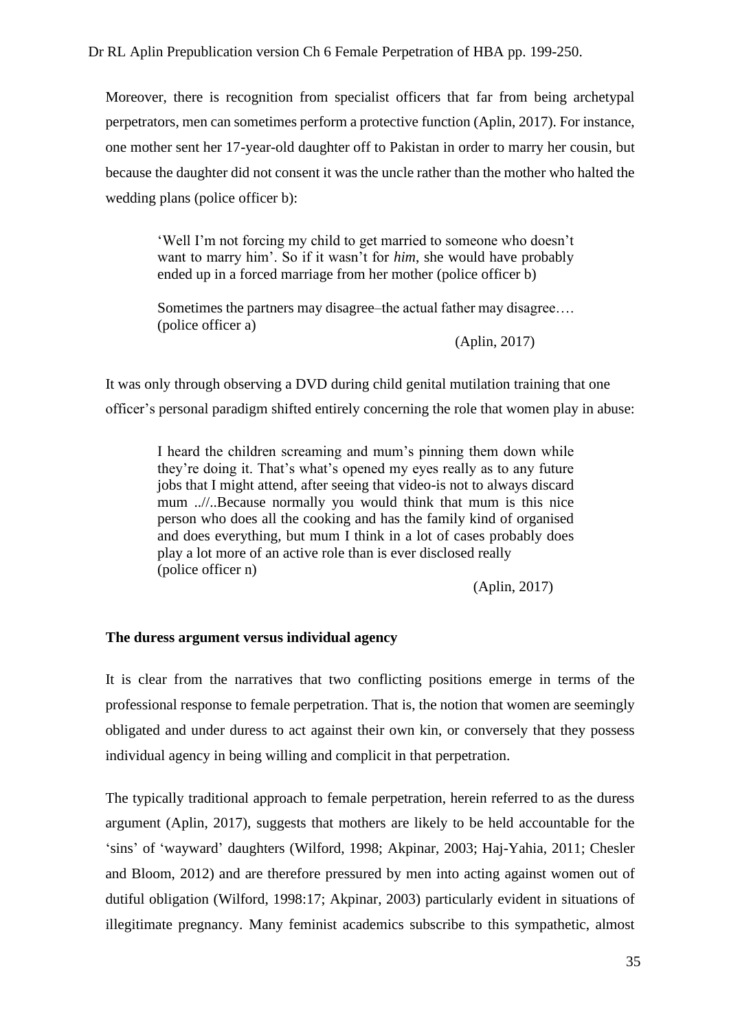Moreover, there is recognition from specialist officers that far from being archetypal perpetrators, men can sometimes perform a protective function (Aplin, 2017). For instance, one mother sent her 17-year-old daughter off to Pakistan in order to marry her cousin, but because the daughter did not consent it was the uncle rather than the mother who halted the wedding plans (police officer b):

> 'Well I'm not forcing my child to get married to someone who doesn't want to marry him'. So if it wasn't for *him*, she would have probably ended up in a forced marriage from her mother (police officer b)
>
> Sometimes the partners may disagree–the actual father may disagree…. (police officer a)
>
> (Aplin, 2017)

It was only through observing a DVD during child genital mutilation training that one officer's personal paradigm shifted entirely concerning the role that women play in abuse:

> I heard the children screaming and mum's pinning them down while they're doing it. That's what's opened my eyes really as to any future jobs that I might attend, after seeing that video-is not to always discard mum ..//..Because normally you would think that mum is this nice person who does all the cooking and has the family kind of organised and does everything, but mum I think in a lot of cases probably does play a lot more of an active role than is ever disclosed really (police officer n)
>
> (Aplin, 2017)

**The duress argument versus individual agency**

It is clear from the narratives that two conflicting positions emerge in terms of the professional response to female perpetration. That is, the notion that women are seemingly obligated and under duress to act against their own kin, or conversely that they possess individual agency in being willing and complicit in that perpetration.

The typically traditional approach to female perpetration, herein referred to as the duress argument (Aplin, 2017), suggests that mothers are likely to be held accountable for the 'sins' of 'wayward' daughters (Wilford, 1998; Akpinar, 2003; Haj-Yahia, 2011; Chesler and Bloom, 2012) and are therefore pressured by men into acting against women out of dutiful obligation (Wilford, 1998:17; Akpinar, 2003) particularly evident in situations of illegitimate pregnancy. Many feminist academics subscribe to this sympathetic, almost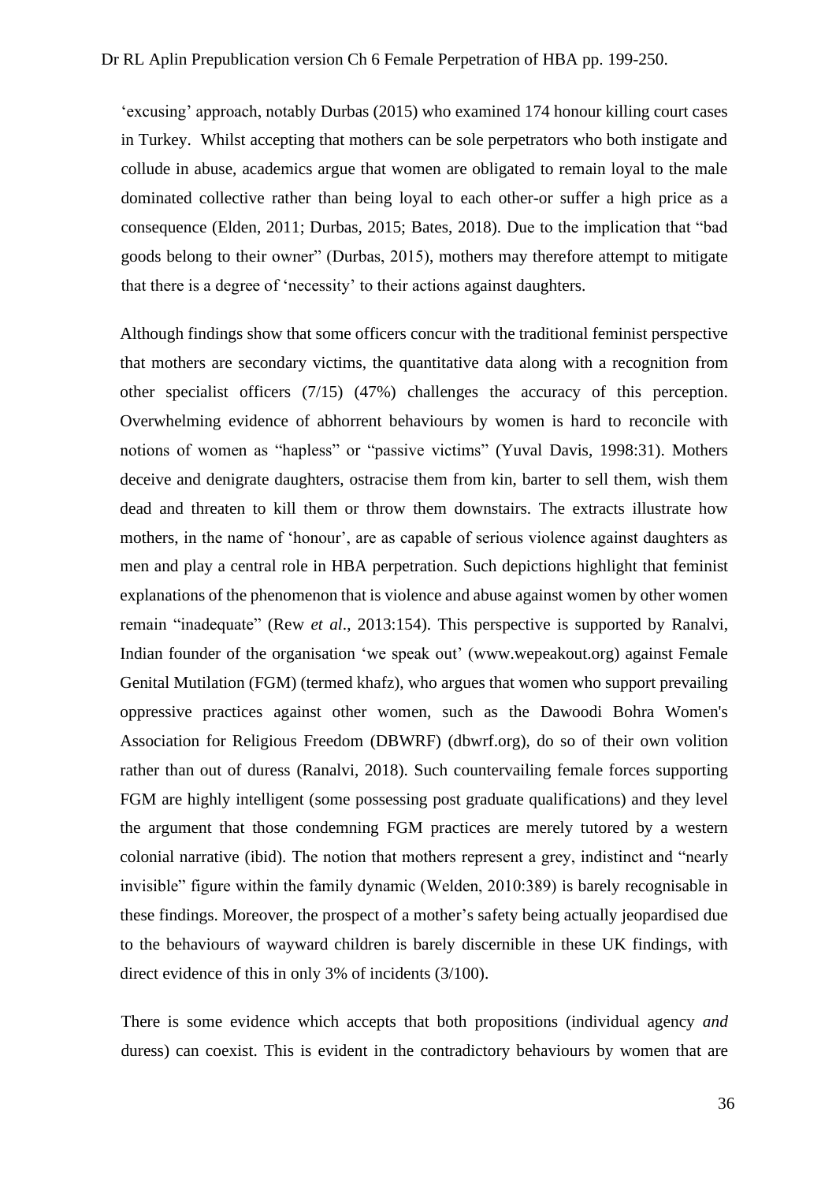'excusing' approach, notably Durbas (2015) who examined 174 honour killing court cases in Turkey. Whilst accepting that mothers can be sole perpetrators who both instigate and collude in abuse, academics argue that women are obligated to remain loyal to the male dominated collective rather than being loyal to each other-or suffer a high price as a consequence (Elden, 2011; Durbas, 2015; Bates, 2018). Due to the implication that "bad goods belong to their owner" (Durbas, 2015), mothers may therefore attempt to mitigate that there is a degree of 'necessity' to their actions against daughters.

Although findings show that some officers concur with the traditional feminist perspective that mothers are secondary victims, the quantitative data along with a recognition from other specialist officers (7/15) (47%) challenges the accuracy of this perception. Overwhelming evidence of abhorrent behaviours by women is hard to reconcile with notions of women as "hapless" or "passive victims" (Yuval Davis, 1998:31). Mothers deceive and denigrate daughters, ostracise them from kin, barter to sell them, wish them dead and threaten to kill them or throw them downstairs. The extracts illustrate how mothers, in the name of 'honour', are as capable of serious violence against daughters as men and play a central role in HBA perpetration. Such depictions highlight that feminist explanations of the phenomenon that is violence and abuse against women by other women remain "inadequate" (Rew *et al*., 2013:154). This perspective is supported by Ranalvi, Indian founder of the organisation 'we speak out' (www.wepeakout.org) against Female Genital Mutilation (FGM) (termed khafz), who argues that women who support prevailing oppressive practices against other women, such as the Dawoodi Bohra Women's Association for Religious Freedom (DBWRF) (dbwrf.org), do so of their own volition rather than out of duress (Ranalvi, 2018). Such countervailing female forces supporting FGM are highly intelligent (some possessing post graduate qualifications) and they level the argument that those condemning FGM practices are merely tutored by a western colonial narrative (ibid). The notion that mothers represent a grey, indistinct and "nearly invisible" figure within the family dynamic (Welden, 2010:389) is barely recognisable in these findings. Moreover, the prospect of a mother's safety being actually jeopardised due to the behaviours of wayward children is barely discernible in these UK findings, with direct evidence of this in only 3% of incidents (3/100).

There is some evidence which accepts that both propositions (individual agency *and* duress) can coexist. This is evident in the contradictory behaviours by women that are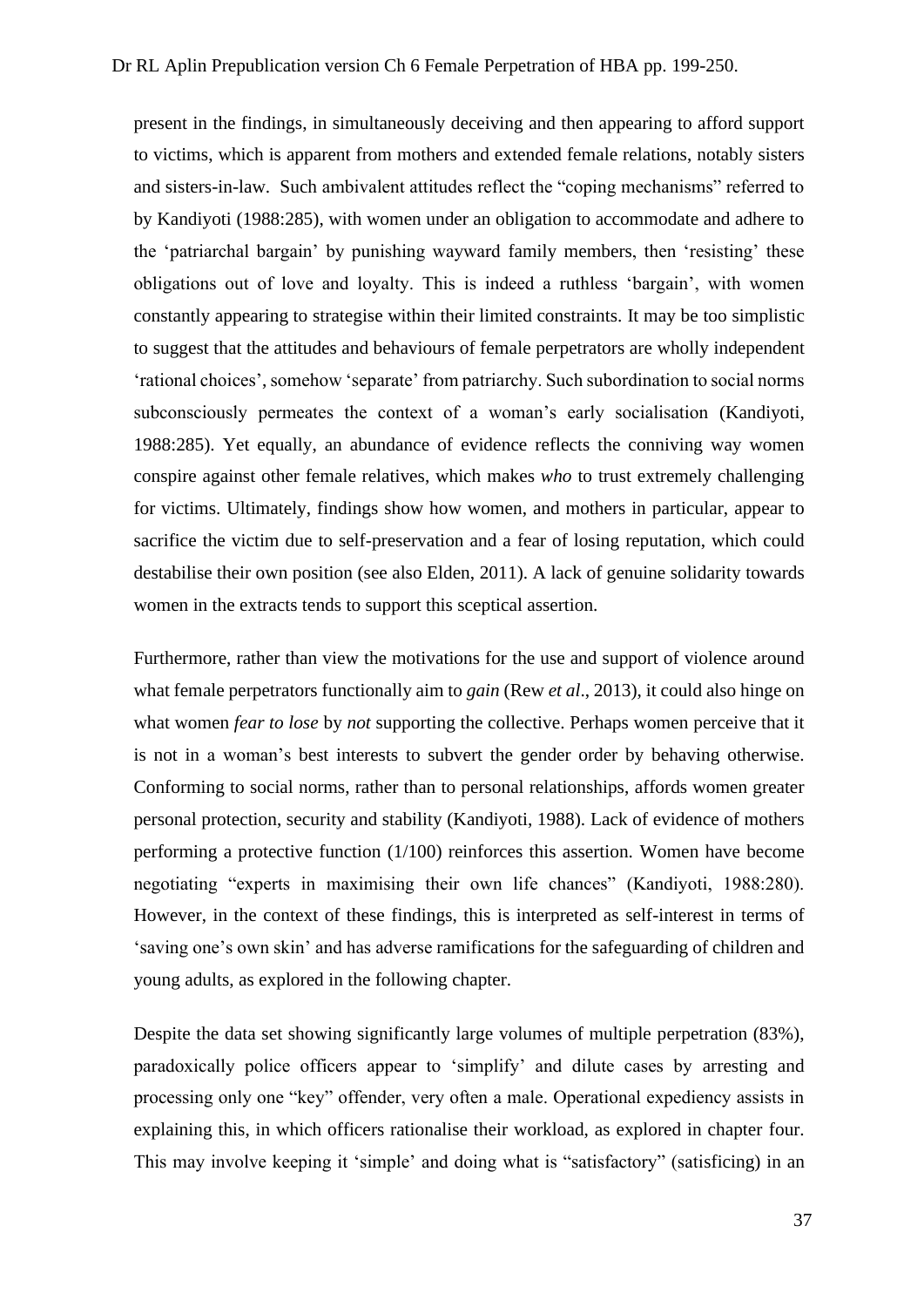present in the findings, in simultaneously deceiving and then appearing to afford support to victims, which is apparent from mothers and extended female relations, notably sisters and sisters-in-law. Such ambivalent attitudes reflect the "coping mechanisms" referred to by Kandiyoti (1988:285), with women under an obligation to accommodate and adhere to the 'patriarchal bargain' by punishing wayward family members, then 'resisting' these obligations out of love and loyalty. This is indeed a ruthless 'bargain', with women constantly appearing to strategise within their limited constraints. It may be too simplistic to suggest that the attitudes and behaviours of female perpetrators are wholly independent 'rational choices', somehow 'separate' from patriarchy. Such subordination to social norms subconsciously permeates the context of a woman's early socialisation (Kandiyoti, 1988:285). Yet equally, an abundance of evidence reflects the conniving way women conspire against other female relatives, which makes *who* to trust extremely challenging for victims. Ultimately, findings show how women, and mothers in particular, appear to sacrifice the victim due to self-preservation and a fear of losing reputation, which could destabilise their own position (see also Elden, 2011). A lack of genuine solidarity towards women in the extracts tends to support this sceptical assertion.

Furthermore, rather than view the motivations for the use and support of violence around what female perpetrators functionally aim to *gain* (Rew *et al*., 2013), it could also hinge on what women *fear to lose* by *not* supporting the collective. Perhaps women perceive that it is not in a woman's best interests to subvert the gender order by behaving otherwise. Conforming to social norms, rather than to personal relationships, affords women greater personal protection, security and stability (Kandiyoti, 1988). Lack of evidence of mothers performing a protective function (1/100) reinforces this assertion. Women have become negotiating "experts in maximising their own life chances" (Kandiyoti, 1988:280). However, in the context of these findings, this is interpreted as self-interest in terms of 'saving one's own skin' and has adverse ramifications for the safeguarding of children and young adults, as explored in the following chapter.

Despite the data set showing significantly large volumes of multiple perpetration (83%), paradoxically police officers appear to 'simplify' and dilute cases by arresting and processing only one "key" offender, very often a male. Operational expediency assists in explaining this, in which officers rationalise their workload, as explored in chapter four. This may involve keeping it 'simple' and doing what is "satisfactory" (satisficing) in an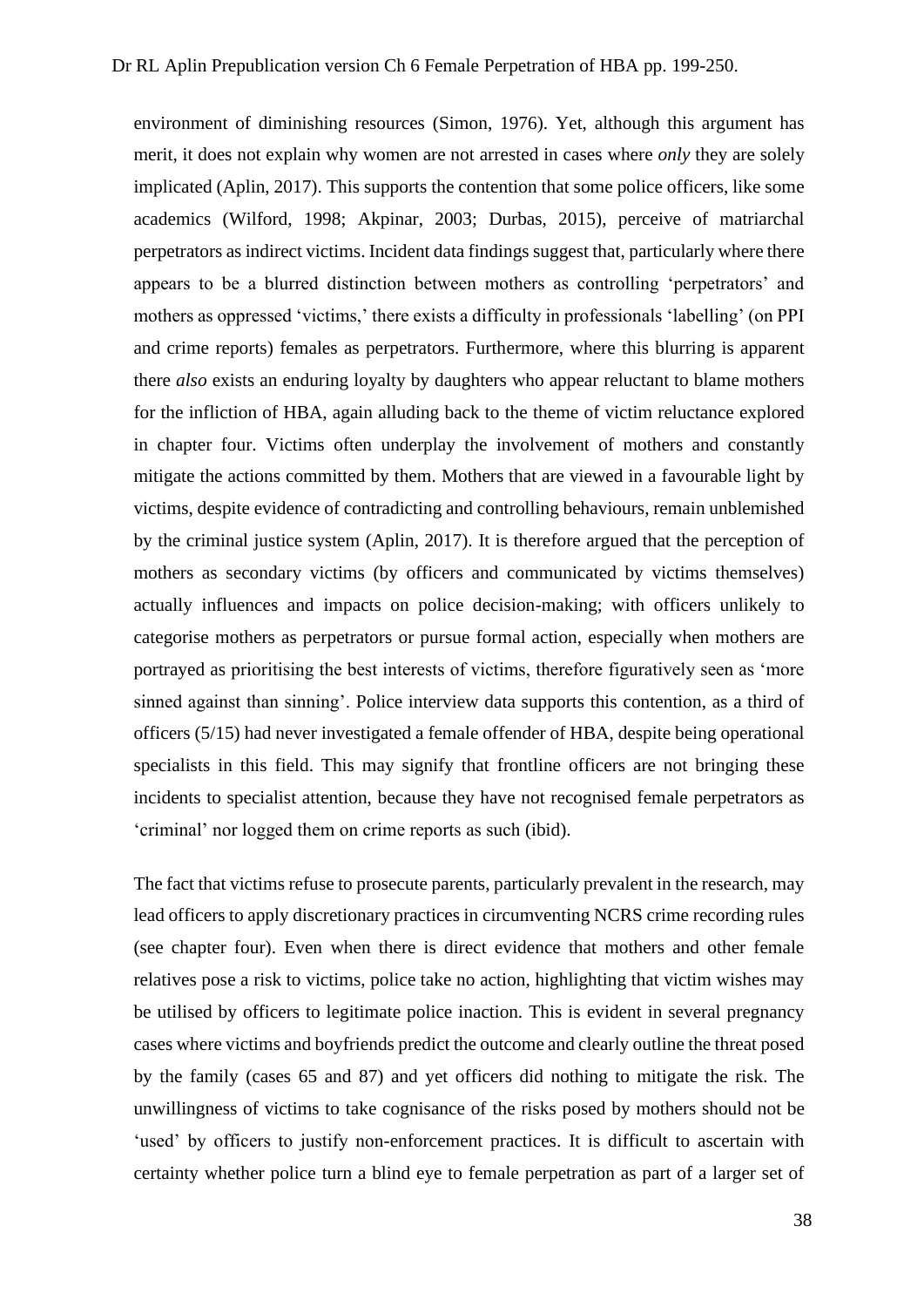environment of diminishing resources (Simon, 1976). Yet, although this argument has merit, it does not explain why women are not arrested in cases where *only* they are solely implicated (Aplin, 2017). This supports the contention that some police officers, like some academics (Wilford, 1998; Akpinar, 2003; Durbas, 2015), perceive of matriarchal perpetrators as indirect victims. Incident data findings suggest that, particularly where there appears to be a blurred distinction between mothers as controlling 'perpetrators' and mothers as oppressed 'victims,' there exists a difficulty in professionals 'labelling' (on PPI and crime reports) females as perpetrators. Furthermore, where this blurring is apparent there *also* exists an enduring loyalty by daughters who appear reluctant to blame mothers for the infliction of HBA, again alluding back to the theme of victim reluctance explored in chapter four. Victims often underplay the involvement of mothers and constantly mitigate the actions committed by them. Mothers that are viewed in a favourable light by victims, despite evidence of contradicting and controlling behaviours, remain unblemished by the criminal justice system (Aplin, 2017). It is therefore argued that the perception of mothers as secondary victims (by officers and communicated by victims themselves) actually influences and impacts on police decision-making; with officers unlikely to categorise mothers as perpetrators or pursue formal action, especially when mothers are portrayed as prioritising the best interests of victims, therefore figuratively seen as 'more sinned against than sinning'. Police interview data supports this contention, as a third of officers (5/15) had never investigated a female offender of HBA, despite being operational specialists in this field. This may signify that frontline officers are not bringing these incidents to specialist attention, because they have not recognised female perpetrators as 'criminal' nor logged them on crime reports as such (ibid).

The fact that victims refuse to prosecute parents, particularly prevalent in the research, may lead officers to apply discretionary practices in circumventing NCRS crime recording rules (see chapter four). Even when there is direct evidence that mothers and other female relatives pose a risk to victims, police take no action, highlighting that victim wishes may be utilised by officers to legitimate police inaction. This is evident in several pregnancy cases where victims and boyfriends predict the outcome and clearly outline the threat posed by the family (cases 65 and 87) and yet officers did nothing to mitigate the risk. The unwillingness of victims to take cognisance of the risks posed by mothers should not be 'used' by officers to justify non-enforcement practices. It is difficult to ascertain with certainty whether police turn a blind eye to female perpetration as part of a larger set of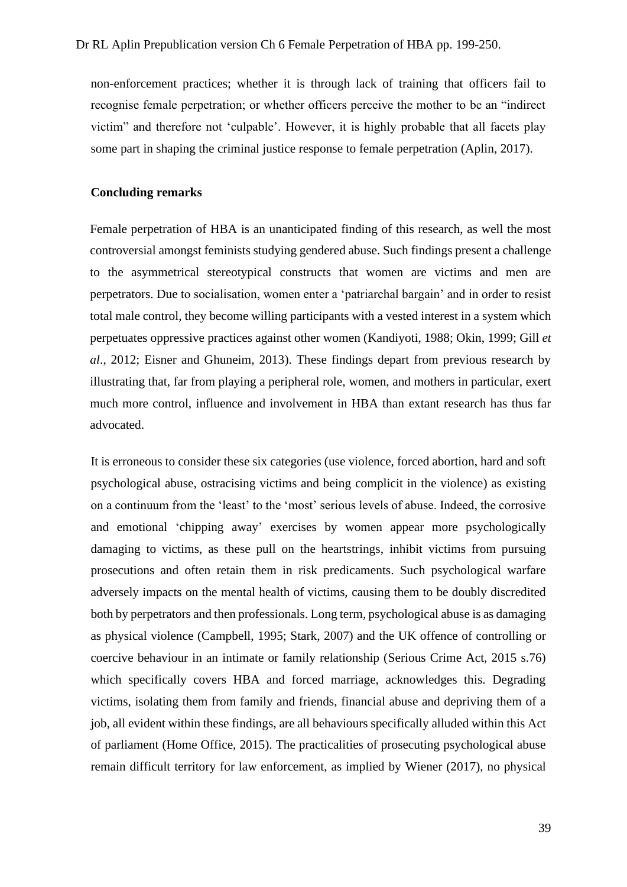non-enforcement practices; whether it is through lack of training that officers fail to recognise female perpetration; or whether officers perceive the mother to be an "indirect victim" and therefore not 'culpable'. However, it is highly probable that all facets play some part in shaping the criminal justice response to female perpetration (Aplin, 2017).

**Concluding remarks**

Female perpetration of HBA is an unanticipated finding of this research, as well the most controversial amongst feminists studying gendered abuse. Such findings present a challenge to the asymmetrical stereotypical constructs that women are victims and men are perpetrators. Due to socialisation, women enter a 'patriarchal bargain' and in order to resist total male control, they become willing participants with a vested interest in a system which perpetuates oppressive practices against other women (Kandiyoti, 1988; Okin, 1999; Gill *et al*., 2012; Eisner and Ghuneim, 2013). These findings depart from previous research by illustrating that, far from playing a peripheral role, women, and mothers in particular, exert much more control, influence and involvement in HBA than extant research has thus far advocated.

It is erroneous to consider these six categories (use violence, forced abortion, hard and soft psychological abuse, ostracising victims and being complicit in the violence) as existing on a continuum from the 'least' to the 'most' serious levels of abuse. Indeed, the corrosive and emotional 'chipping away' exercises by women appear more psychologically damaging to victims, as these pull on the heartstrings, inhibit victims from pursuing prosecutions and often retain them in risk predicaments. Such psychological warfare adversely impacts on the mental health of victims, causing them to be doubly discredited both by perpetrators and then professionals. Long term, psychological abuse is as damaging as physical violence (Campbell, 1995; Stark, 2007) and the UK offence of controlling or coercive behaviour in an intimate or family relationship (Serious Crime Act, 2015 s.76) which specifically covers HBA and forced marriage, acknowledges this. Degrading victims, isolating them from family and friends, financial abuse and depriving them of a job, all evident within these findings, are all behaviours specifically alluded within this Act of parliament (Home Office, 2015). The practicalities of prosecuting psychological abuse remain difficult territory for law enforcement, as implied by Wiener (2017), no physical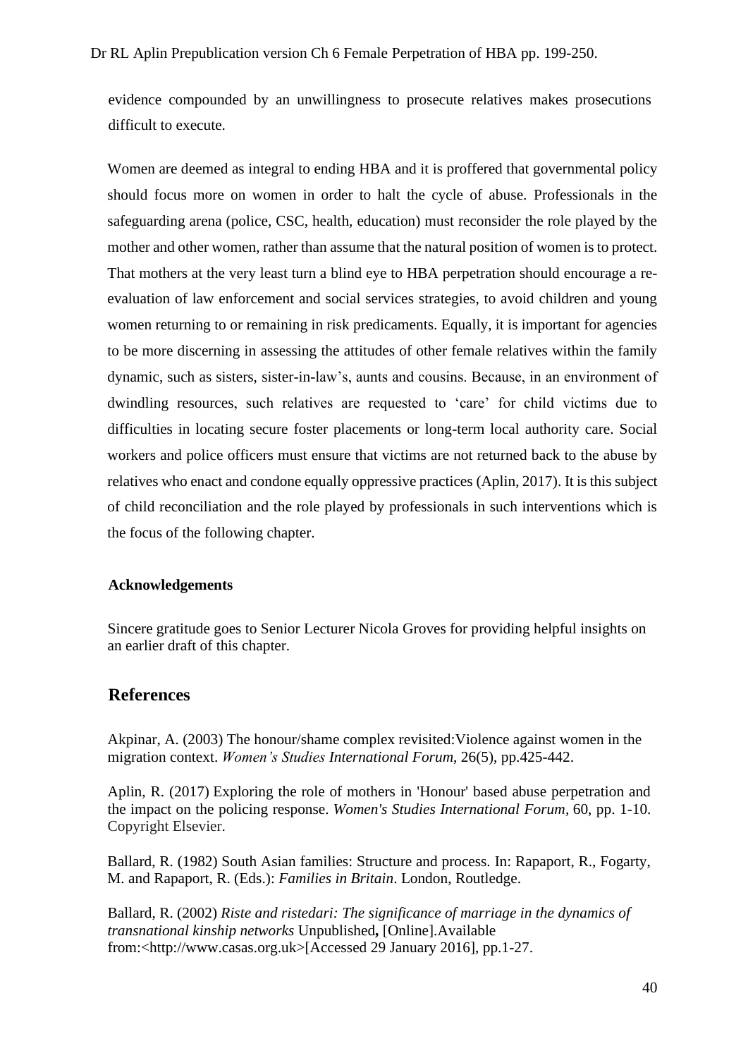evidence compounded by an unwillingness to prosecute relatives makes prosecutions difficult to execute.

Women are deemed as integral to ending HBA and it is proffered that governmental policy should focus more on women in order to halt the cycle of abuse. Professionals in the safeguarding arena (police, CSC, health, education) must reconsider the role played by the mother and other women, rather than assume that the natural position of women is to protect. That mothers at the very least turn a blind eye to HBA perpetration should encourage a re-evaluation of law enforcement and social services strategies, to avoid children and young women returning to or remaining in risk predicaments. Equally, it is important for agencies to be more discerning in assessing the attitudes of other female relatives within the family dynamic, such as sisters, sister-in-law's, aunts and cousins. Because, in an environment of dwindling resources, such relatives are requested to 'care' for child victims due to difficulties in locating secure foster placements or long-term local authority care. Social workers and police officers must ensure that victims are not returned back to the abuse by relatives who enact and condone equally oppressive practices (Aplin, 2017). It is this subject of child reconciliation and the role played by professionals in such interventions which is the focus of the following chapter.

**Acknowledgements**

Sincere gratitude goes to Senior Lecturer Nicola Groves for providing helpful insights on an earlier draft of this chapter.

## References

Akpinar, A. (2003) The honour/shame complex revisited:Violence against women in the migration context. *Women's Studies International Forum*, 26(5), pp.425-442.

Aplin, R. (2017) Exploring the role of mothers in 'Honour' based abuse perpetration and the impact on the policing response. *Women's Studies International Forum*, 60, pp. 1-10. Copyright Elsevier.

Ballard, R. (1982) South Asian families: Structure and process. In: Rapaport, R., Fogarty, M. and Rapaport, R. (Eds.): *Families in Britain*. London, Routledge.

Ballard, R. (2002) *Riste and ristedari: The significance of marriage in the dynamics of transnational kinship networks* Unpublished**,** [Online].Available from:<http://www.casas.org.uk>[Accessed 29 January 2016], pp.1-27.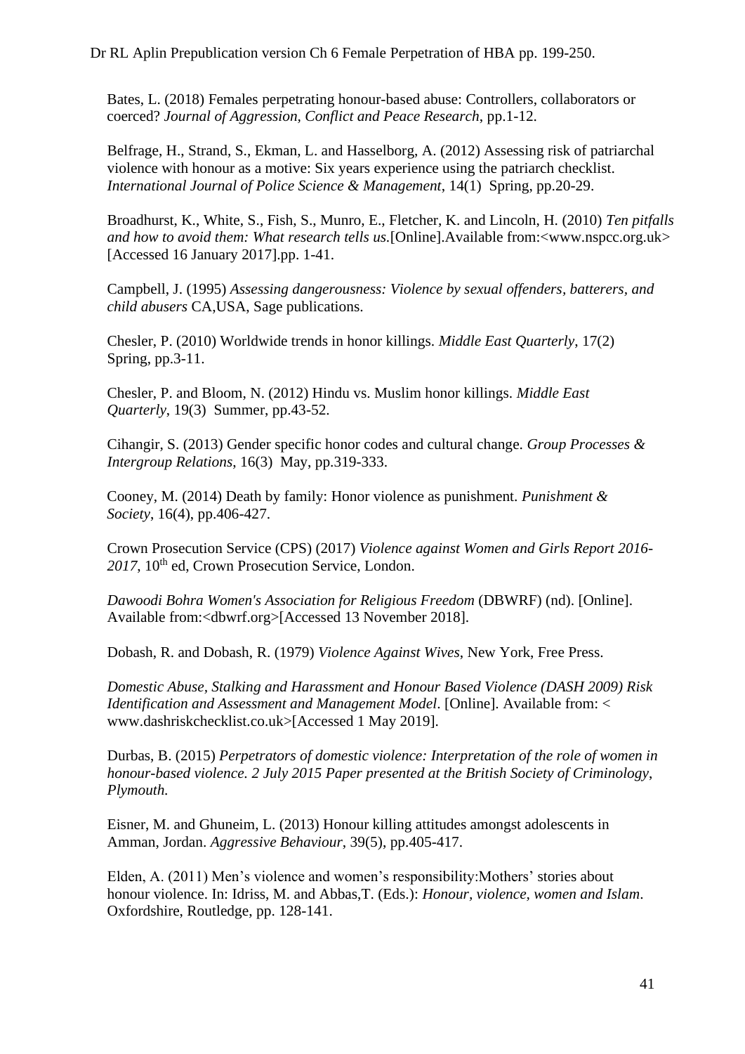Bates, L. (2018) Females perpetrating honour-based abuse: Controllers, collaborators or coerced? *Journal of Aggression, Conflict and Peace Research*, pp.1-12.

Belfrage, H., Strand, S., Ekman, L. and Hasselborg, A. (2012) Assessing risk of patriarchal violence with honour as a motive: Six years experience using the patriarch checklist. *International Journal of Police Science & Management*, 14(1) Spring, pp.20-29.

Broadhurst, K., White, S., Fish, S., Munro, E., Fletcher, K. and Lincoln, H. (2010) *Ten pitfalls and how to avoid them: What research tells us.*[Online].Available from:<www.nspcc.org.uk> [Accessed 16 January 2017].pp. 1-41.

Campbell, J. (1995) *Assessing dangerousness: Violence by sexual offenders, batterers, and child abusers* CA,USA, Sage publications.

Chesler, P. (2010) Worldwide trends in honor killings. *Middle East Quarterly*, 17(2) Spring, pp.3-11.

Chesler, P. and Bloom, N. (2012) Hindu vs. Muslim honor killings. *Middle East Quarterly*, 19(3) Summer, pp.43-52.

Cihangir, S. (2013) Gender specific honor codes and cultural change. *Group Processes & Intergroup Relations*, 16(3) May, pp.319-333.

Cooney, M. (2014) Death by family: Honor violence as punishment. *Punishment & Society*, 16(4), pp.406-427.

Crown Prosecution Service (CPS) (2017) *Violence against Women and Girls Report 2016-2017*, 10th ed, Crown Prosecution Service, London.

*Dawoodi Bohra Women's Association for Religious Freedom* (DBWRF) (nd). [Online]. Available from:<dbwrf.org>[Accessed 13 November 2018].

Dobash, R. and Dobash, R. (1979) *Violence Against Wives*, New York, Free Press.

*Domestic Abuse, Stalking and Harassment and Honour Based Violence (DASH 2009) Risk Identification and Assessment and Management Model*. [Online]. Available from: < www.dashriskchecklist.co.uk>[Accessed 1 May 2019].

Durbas, B. (2015) *Perpetrators of domestic violence: Interpretation of the role of women in honour-based violence. 2 July 2015 Paper presented at the British Society of Criminology, Plymouth.*

Eisner, M. and Ghuneim, L. (2013) Honour killing attitudes amongst adolescents in Amman, Jordan. *Aggressive Behaviour*, 39(5), pp.405-417.

Elden, A. (2011) Men's violence and women's responsibility:Mothers' stories about honour violence. In: Idriss, M. and Abbas,T. (Eds.): *Honour, violence, women and Islam*. Oxfordshire, Routledge, pp. 128-141.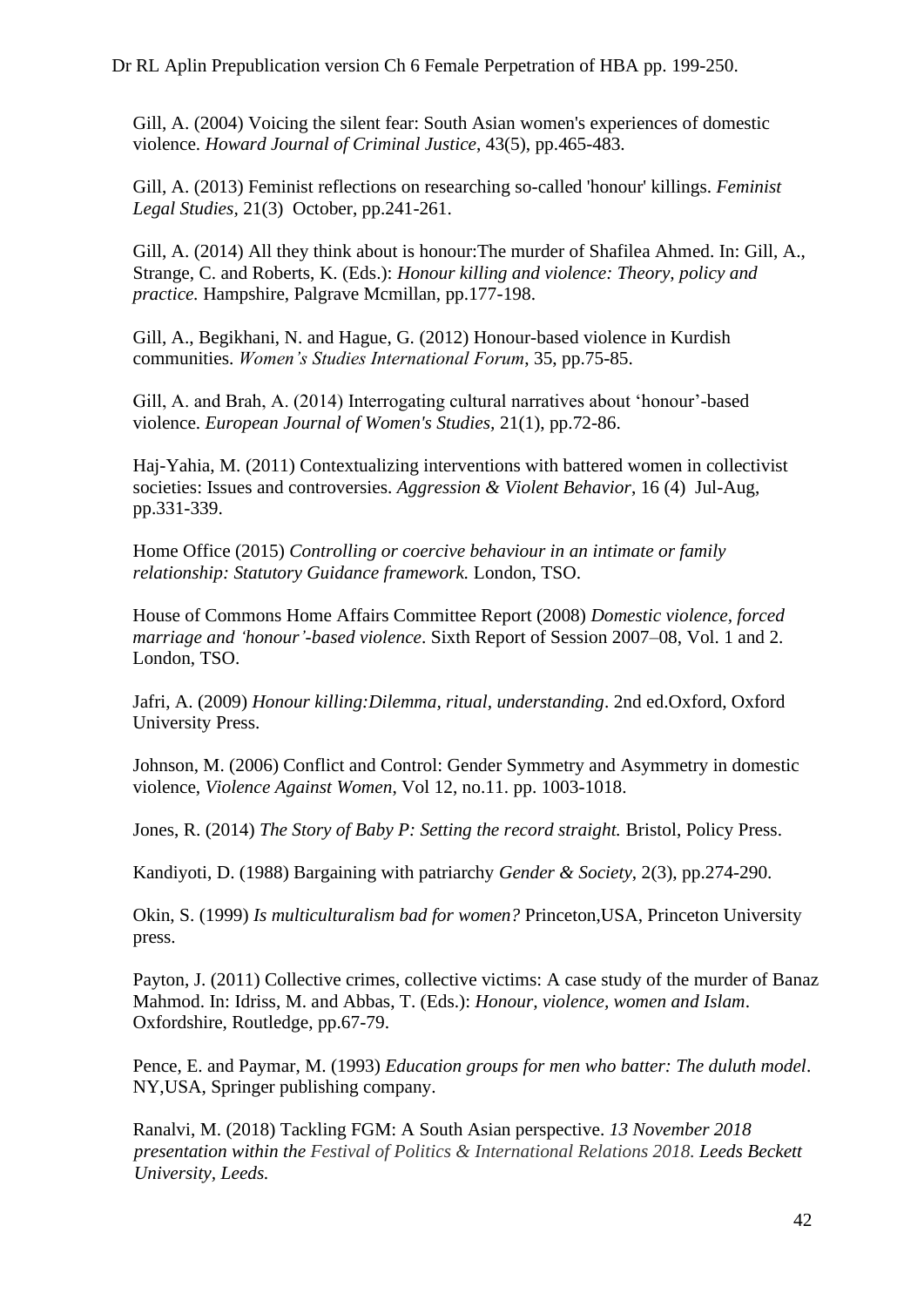Gill, A. (2004) Voicing the silent fear: South Asian women's experiences of domestic violence. *Howard Journal of Criminal Justice*, 43(5), pp.465-483.

Gill, A. (2013) Feminist reflections on researching so-called 'honour' killings. *Feminist Legal Studies*, 21(3) October, pp.241-261.

Gill, A. (2014) All they think about is honour:The murder of Shafilea Ahmed. In: Gill, A., Strange, C. and Roberts, K. (Eds.): *Honour killing and violence: Theory, policy and practice.* Hampshire, Palgrave Mcmillan, pp.177-198.

Gill, A., Begikhani, N. and Hague, G. (2012) Honour-based violence in Kurdish communities. *Women's Studies International Forum*, 35, pp.75-85.

Gill, A. and Brah, A. (2014) Interrogating cultural narratives about 'honour'-based violence. *European Journal of Women's Studies*, 21(1), pp.72-86.

Haj-Yahia, M. (2011) Contextualizing interventions with battered women in collectivist societies: Issues and controversies. *Aggression & Violent Behavior*, 16 (4) Jul-Aug, pp.331-339.

Home Office (2015) *Controlling or coercive behaviour in an intimate or family relationship: Statutory Guidance framework.* London, TSO.

House of Commons Home Affairs Committee Report (2008) *Domestic violence, forced marriage and 'honour'-based violence*. Sixth Report of Session 2007–08, Vol. 1 and 2. London, TSO.

Jafri, A. (2009) *Honour killing:Dilemma, ritual, understanding*. 2nd ed.Oxford, Oxford University Press.

Johnson, M. (2006) Conflict and Control: Gender Symmetry and Asymmetry in domestic violence, *Violence Against Women*, Vol 12, no.11. pp. 1003-1018.

Jones, R. (2014) *The Story of Baby P: Setting the record straight.* Bristol, Policy Press.

Kandiyoti, D. (1988) Bargaining with patriarchy *Gender & Society*, 2(3), pp.274-290.

Okin, S. (1999) *Is multiculturalism bad for women?* Princeton,USA, Princeton University press.

Payton, J. (2011) Collective crimes, collective victims: A case study of the murder of Banaz Mahmod. In: Idriss, M. and Abbas, T. (Eds.): *Honour, violence, women and Islam*. Oxfordshire, Routledge, pp.67-79.

Pence, E. and Paymar, M. (1993) *Education groups for men who batter: The duluth model*. NY,USA, Springer publishing company.

Ranalvi, M. (2018) Tackling FGM: A South Asian perspective. *13 November 2018 presentation within the Festival of Politics & International Relations 2018. Leeds Beckett University, Leeds.*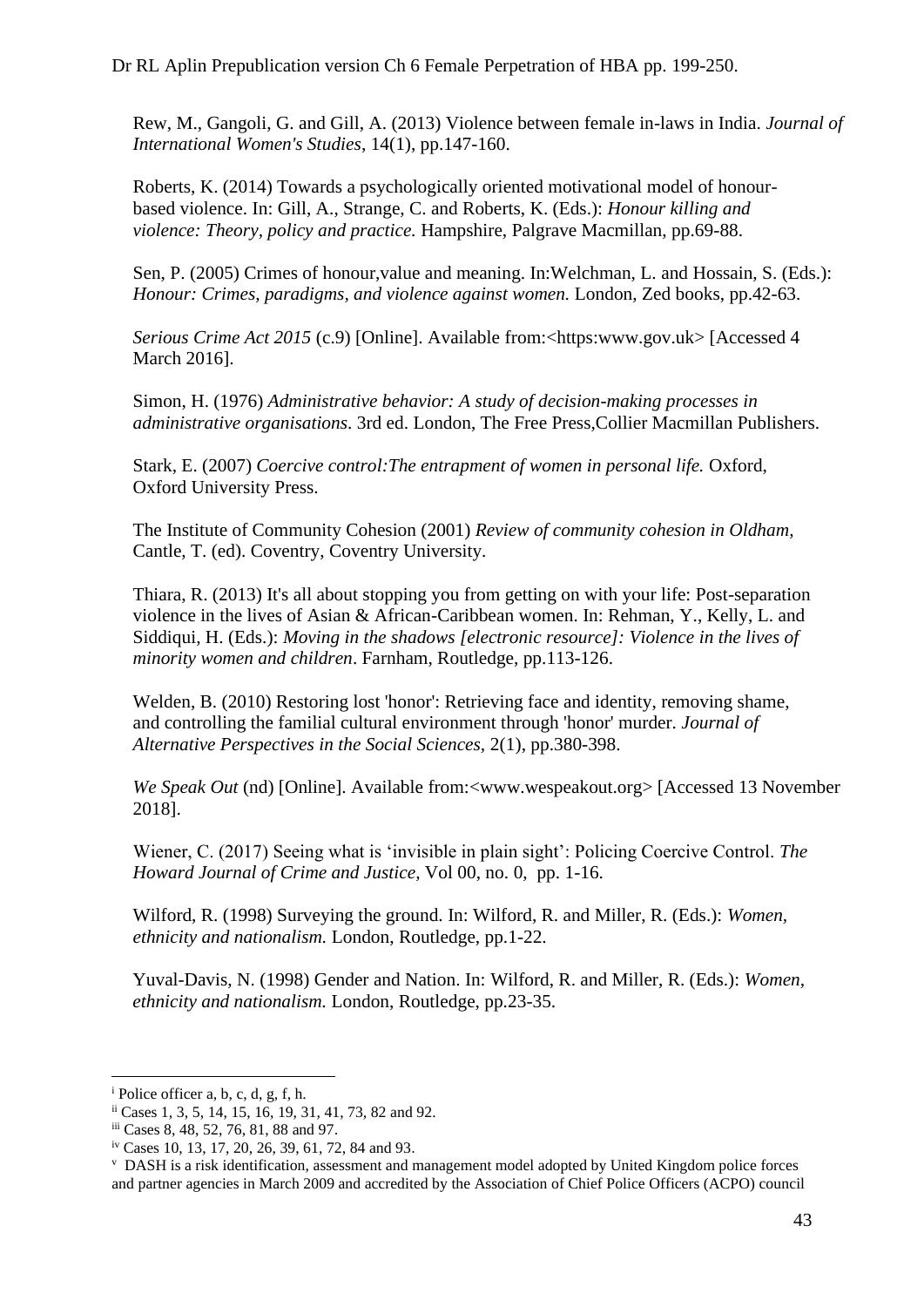Rew, M., Gangoli, G. and Gill, A. (2013) Violence between female in-laws in India. *Journal of International Women's Studies*, 14(1), pp.147-160.

Roberts, K. (2014) Towards a psychologically oriented motivational model of honour-based violence. In: Gill, A., Strange, C. and Roberts, K. (Eds.): *Honour killing and violence: Theory, policy and practice.* Hampshire, Palgrave Macmillan, pp.69-88.

Sen, P. (2005) Crimes of honour,value and meaning. In:Welchman, L. and Hossain, S. (Eds.): *Honour: Crimes, paradigms, and violence against women.* London, Zed books, pp.42-63.

*Serious Crime Act 2015* (c.9) [Online]. Available from:<https:www.gov.uk> [Accessed 4 March 2016].

Simon, H. (1976) *Administrative behavior: A study of decision-making processes in administrative organisations*. 3rd ed. London, The Free Press,Collier Macmillan Publishers.

Stark, E. (2007) *Coercive control:The entrapment of women in personal life.* Oxford, Oxford University Press.

The Institute of Community Cohesion (2001) *Review of community cohesion in Oldham*, Cantle, T. (ed). Coventry, Coventry University.

Thiara, R. (2013) It's all about stopping you from getting on with your life: Post-separation violence in the lives of Asian & African-Caribbean women. In: Rehman, Y., Kelly, L. and Siddiqui, H. (Eds.): *Moving in the shadows [electronic resource]: Violence in the lives of minority women and children*. Farnham, Routledge, pp.113-126.

Welden, B. (2010) Restoring lost 'honor': Retrieving face and identity, removing shame, and controlling the familial cultural environment through 'honor' murder. *Journal of Alternative Perspectives in the Social Sciences*, 2(1), pp.380-398.

*We Speak Out* (nd) [Online]. Available from:<www.wespeakout.org> [Accessed 13 November 2018].

Wiener, C. (2017) Seeing what is 'invisible in plain sight': Policing Coercive Control. *The Howard Journal of Crime and Justice,* Vol 00, no. 0, pp. 1-16.

Wilford, R. (1998) Surveying the ground. In: Wilford, R. and Miller, R. (Eds.): *Women, ethnicity and nationalism.* London, Routledge, pp.1-22.

Yuval-Davis, N. (1998) Gender and Nation. In: Wilford, R. and Miller, R. (Eds.): *Women, ethnicity and nationalism.* London, Routledge, pp.23-35.

---

[i] Police officer a, b, c, d, g, f, h.

[ii] Cases 1, 3, 5, 14, 15, 16, 19, 31, 41, 73, 82 and 92.

[iii] Cases 8, 48, 52, 76, 81, 88 and 97.

[iv] Cases 10, 13, 17, 20, 26, 39, 61, 72, 84 and 93.

[v] DASH is a risk identification, assessment and management model adopted by United Kingdom police forces and partner agencies in March 2009 and accredited by the Association of Chief Police Officers (ACPO) council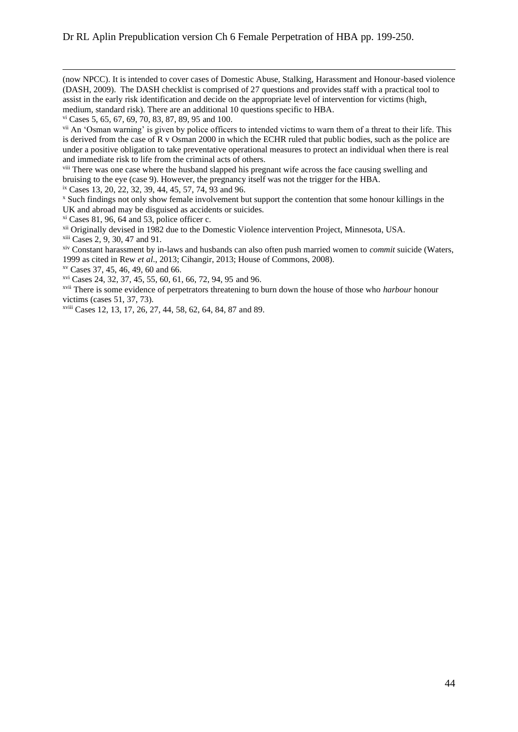(now NPCC). It is intended to cover cases of Domestic Abuse, Stalking, Harassment and Honour-based violence (DASH, 2009). The DASH checklist is comprised of 27 questions and provides staff with a practical tool to assist in the early risk identification and decide on the appropriate level of intervention for victims (high, medium, standard risk). There are an additional 10 questions specific to HBA.

[vi] Cases 5, 65, 67, 69, 70, 83, 87, 89, 95 and 100.

[vii] An 'Osman warning' is given by police officers to intended victims to warn them of a threat to their life. This is derived from the case of R v Osman 2000 in which the ECHR ruled that public bodies, such as the police are under a positive obligation to take preventative operational measures to protect an individual when there is real and immediate risk to life from the criminal acts of others.

[viii] There was one case where the husband slapped his pregnant wife across the face causing swelling and bruising to the eye (case 9). However, the pregnancy itself was not the trigger for the HBA.

[ix] Cases 13, 20, 22, 32, 39, 44, 45, 57, 74, 93 and 96.

[x] Such findings not only show female involvement but support the contention that some honour killings in the UK and abroad may be disguised as accidents or suicides.

[xi] Cases 81, 96, 64 and 53, police officer c.

[xii] Originally devised in 1982 due to the Domestic Violence intervention Project, Minnesota, USA.

[xiii] Cases 2, 9, 30, 47 and 91.

[xiv] Constant harassment by in-laws and husbands can also often push married women to *commit* suicide (Waters, 1999 as cited in Rew *et al*., 2013; Cihangir, 2013; House of Commons, 2008).

[xv] Cases 37, 45, 46, 49, 60 and 66.

[xvi] Cases 24, 32, 37, 45, 55, 60, 61, 66, 72, 94, 95 and 96.

[xvii] There is some evidence of perpetrators threatening to burn down the house of those who *harbour* honour victims (cases 51, 37, 73).

[xviii] Cases 12, 13, 17, 26, 27, 44, 58, 62, 64, 84, 87 and 89.